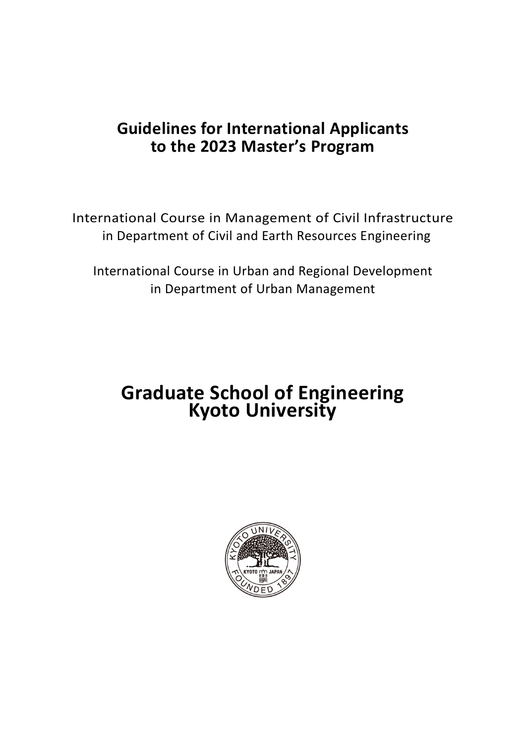# Guidelines for International Applicants to the 2023 Master's Program

International Course in Management of Civil Infrastructure
in Department of Civil and Earth Resources Engineering

International Course in Urban and Regional Development
in Department of Urban Management

# Graduate School of Engineering
# Kyoto University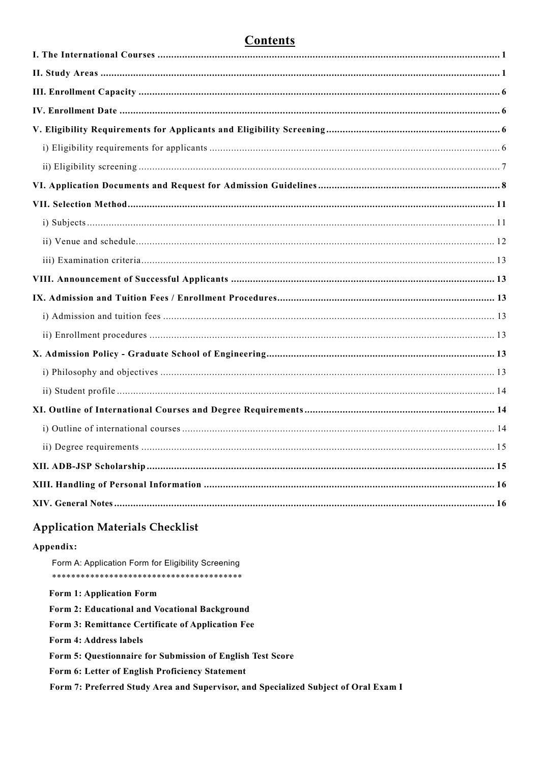# Contents

**I. The International Courses** ........ **1**

**II. Study Areas** ........ **1**

**III. Enrollment Capacity** ........ **6**

**IV. Enrollment Date** ........ **6**

**V. Eligibility Requirements for Applicants and Eligibility Screening** ........ **6**

i) Eligibility requirements for applicants ........ 6

ii) Eligibility screening ........ 7

**VI. Application Documents and Request for Admission Guidelines** ........ **8**

**VII. Selection Method** ........ **11**

i) Subjects ........ 11

ii) Venue and schedule ........ 12

iii) Examination criteria ........ 13

**VIII. Announcement of Successful Applicants** ........ **13**

**IX. Admission and Tuition Fees / Enrollment Procedures** ........ **13**

i) Admission and tuition fees ........ 13

ii) Enrollment procedures ........ 13

**X. Admission Policy - Graduate School of Engineering** ........ **13**

i) Philosophy and objectives ........ 13

ii) Student profile ........ 14

**XI. Outline of International Courses and Degree Requirements** ........ **14**

i) Outline of international courses ........ 14

ii) Degree requirements ........ 15

**XII. ADB-JSP Scholarship** ........ **15**

**XIII. Handling of Personal Information** ........ **16**

**XIV. General Notes** ........ **16**

## Application Materials Checklist

**Appendix:**

Form A: Application Form for Eligibility Screening

****************************************

**Form 1: Application Form**

**Form 2: Educational and Vocational Background**

**Form 3: Remittance Certificate of Application Fee**

**Form 4: Address labels**

**Form 5: Questionnaire for Submission of English Test Score**

**Form 6: Letter of English Proficiency Statement**

**Form 7: Preferred Study Area and Supervisor, and Specialized Subject of Oral Exam I**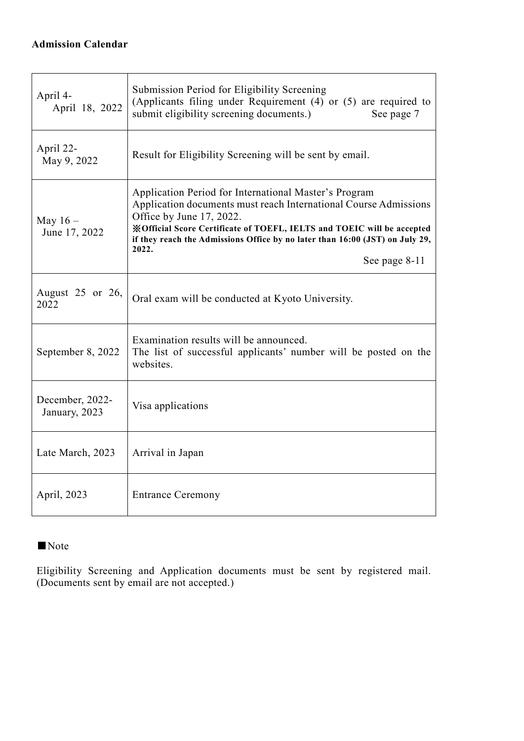## Admission Calendar

| | |
|---|---|
| April 4- April 18, 2022 | Submission Period for Eligibility Screening (Applicants filing under Requirement (4) or (5) are required to submit eligibility screening documents.) See page 7 |
| April 22- May 9, 2022 | Result for Eligibility Screening will be sent by email. |
| May 16 – June 17, 2022 | Application Period for International Master's Program<br>Application documents must reach International Course Admissions Office by June 17, 2022.<br>**※Official Score Certificate of TOEFL, IELTS and TOEIC will be accepted if they reach the Admissions Office by no later than 16:00 (JST) on July 29, 2022.**<br>See page 8-11 |
| August 25 or 26, 2022 | Oral exam will be conducted at Kyoto University. |
| September 8, 2022 | Examination results will be announced.<br>The list of successful applicants' number will be posted on the websites. |
| December, 2022- January, 2023 | Visa applications |
| Late March, 2023 | Arrival in Japan |
| April, 2023 | Entrance Ceremony |

■Note

Eligibility Screening and Application documents must be sent by registered mail. (Documents sent by email are not accepted.)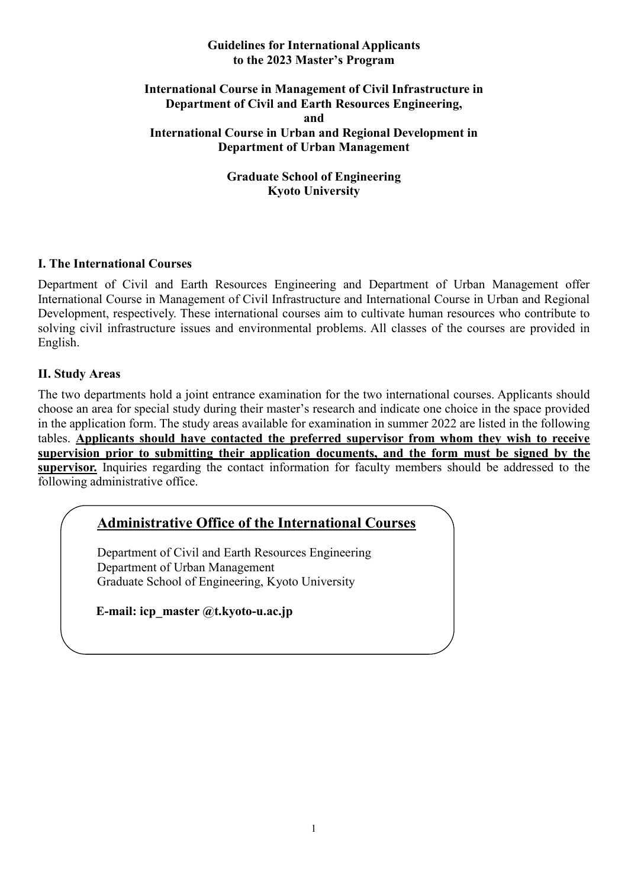**Guidelines for International Applicants to the 2023 Master's Program**

**International Course in Management of Civil Infrastructure in Department of Civil and Earth Resources Engineering, and International Course in Urban and Regional Development in Department of Urban Management**

**Graduate School of Engineering Kyoto University**

## I. The International Courses

Department of Civil and Earth Resources Engineering and Department of Urban Management offer International Course in Management of Civil Infrastructure and International Course in Urban and Regional Development, respectively. These international courses aim to cultivate human resources who contribute to solving civil infrastructure issues and environmental problems. All classes of the courses are provided in English.

## II. Study Areas

The two departments hold a joint entrance examination for the two international courses. Applicants should choose an area for special study during their master's research and indicate one choice in the space provided in the application form. The study areas available for examination in summer 2022 are listed in the following tables. **Applicants should have contacted the preferred supervisor from whom they wish to receive supervision prior to submitting their application documents, and the form must be signed by the supervisor.** Inquiries regarding the contact information for faculty members should be addressed to the following administrative office.

**Administrative Office of the International Courses**

Department of Civil and Earth Resources Engineering
Department of Urban Management
Graduate School of Engineering, Kyoto University

**E-mail: icp_master @t.kyoto-u.ac.jp**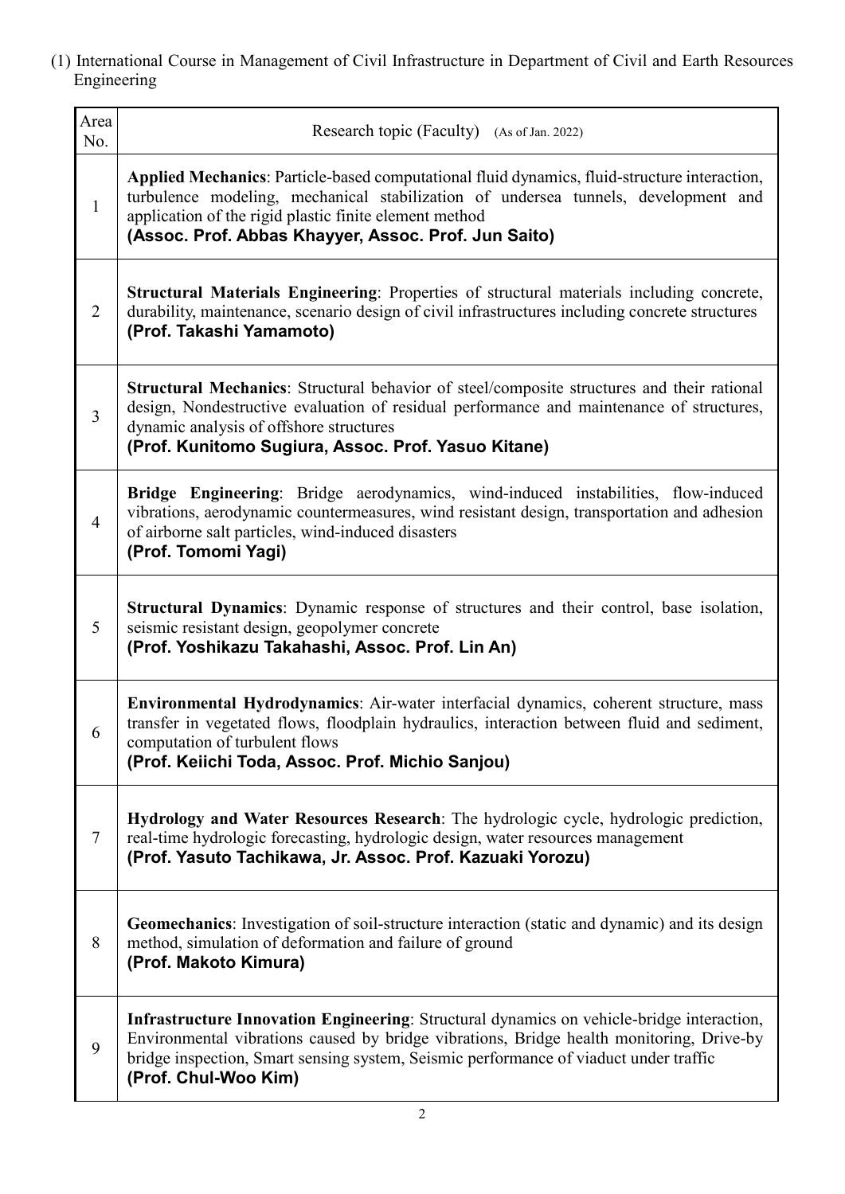(1) International Course in Management of Civil Infrastructure in Department of Civil and Earth Resources Engineering

| Area No. | Research topic (Faculty) (As of Jan. 2022) |
|---|---|
| 1 | **Applied Mechanics**: Particle-based computational fluid dynamics, fluid-structure interaction, turbulence modeling, mechanical stabilization of undersea tunnels, development and application of the rigid plastic finite element method **(Assoc. Prof. Abbas Khayyer, Assoc. Prof. Jun Saito)** |
| 2 | **Structural Materials Engineering**: Properties of structural materials including concrete, durability, maintenance, scenario design of civil infrastructures including concrete structures **(Prof. Takashi Yamamoto)** |
| 3 | **Structural Mechanics**: Structural behavior of steel/composite structures and their rational design, Nondestructive evaluation of residual performance and maintenance of structures, dynamic analysis of offshore structures **(Prof. Kunitomo Sugiura, Assoc. Prof. Yasuo Kitane)** |
| 4 | **Bridge Engineering**: Bridge aerodynamics, wind-induced instabilities, flow-induced vibrations, aerodynamic countermeasures, wind resistant design, transportation and adhesion of airborne salt particles, wind-induced disasters **(Prof. Tomomi Yagi)** |
| 5 | **Structural Dynamics**: Dynamic response of structures and their control, base isolation, seismic resistant design, geopolymer concrete **(Prof. Yoshikazu Takahashi, Assoc. Prof. Lin An)** |
| 6 | **Environmental Hydrodynamics**: Air-water interfacial dynamics, coherent structure, mass transfer in vegetated flows, floodplain hydraulics, interaction between fluid and sediment, computation of turbulent flows **(Prof. Keiichi Toda, Assoc. Prof. Michio Sanjou)** |
| 7 | **Hydrology and Water Resources Research**: The hydrologic cycle, hydrologic prediction, real-time hydrologic forecasting, hydrologic design, water resources management **(Prof. Yasuto Tachikawa, Jr. Assoc. Prof. Kazuaki Yorozu)** |
| 8 | **Geomechanics**: Investigation of soil-structure interaction (static and dynamic) and its design method, simulation of deformation and failure of ground **(Prof. Makoto Kimura)** |
| 9 | **Infrastructure Innovation Engineering**: Structural dynamics on vehicle-bridge interaction, Environmental vibrations caused by bridge vibrations, Bridge health monitoring, Drive-by bridge inspection, Smart sensing system, Seismic performance of viaduct under traffic **(Prof. Chul-Woo Kim)** |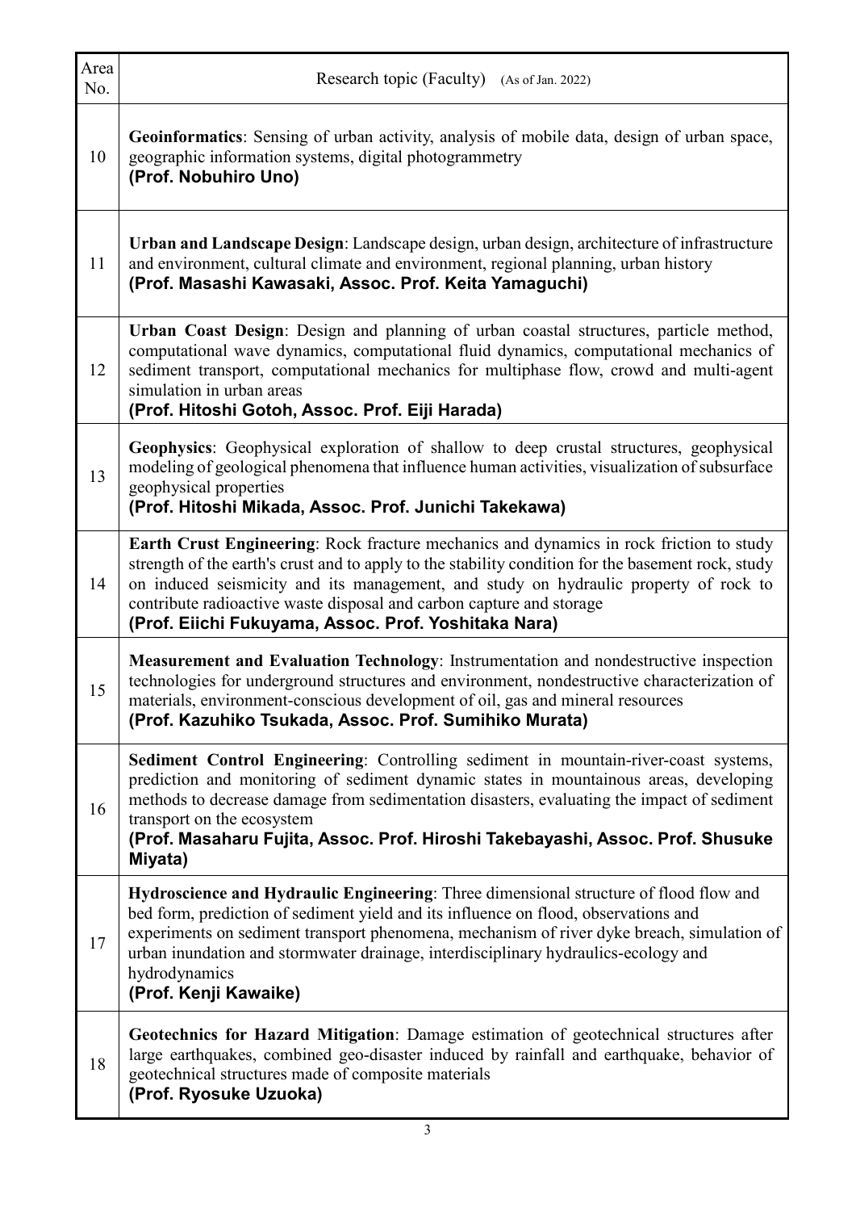| Area No. | Research topic (Faculty) (As of Jan. 2022) |
|---|---|
| 10 | **Geoinformatics**: Sensing of urban activity, analysis of mobile data, design of urban space, geographic information systems, digital photogrammetry<br>**(Prof. Nobuhiro Uno)** |
| 11 | **Urban and Landscape Design**: Landscape design, urban design, architecture of infrastructure and environment, cultural climate and environment, regional planning, urban history<br>**(Prof. Masashi Kawasaki, Assoc. Prof. Keita Yamaguchi)** |
| 12 | **Urban Coast Design**: Design and planning of urban coastal structures, particle method, computational wave dynamics, computational fluid dynamics, computational mechanics of sediment transport, computational mechanics for multiphase flow, crowd and multi-agent simulation in urban areas<br>**(Prof. Hitoshi Gotoh, Assoc. Prof. Eiji Harada)** |
| 13 | **Geophysics**: Geophysical exploration of shallow to deep crustal structures, geophysical modeling of geological phenomena that influence human activities, visualization of subsurface geophysical properties<br>**(Prof. Hitoshi Mikada, Assoc. Prof. Junichi Takekawa)** |
| 14 | **Earth Crust Engineering**: Rock fracture mechanics and dynamics in rock friction to study strength of the earth's crust and to apply to the stability condition for the basement rock, study on induced seismicity and its management, and study on hydraulic property of rock to contribute radioactive waste disposal and carbon capture and storage<br>**(Prof. Eiichi Fukuyama, Assoc. Prof. Yoshitaka Nara)** |
| 15 | **Measurement and Evaluation Technology**: Instrumentation and nondestructive inspection technologies for underground structures and environment, nondestructive characterization of materials, environment-conscious development of oil, gas and mineral resources<br>**(Prof. Kazuhiko Tsukada, Assoc. Prof. Sumihiko Murata)** |
| 16 | **Sediment Control Engineering**: Controlling sediment in mountain-river-coast systems, prediction and monitoring of sediment dynamic states in mountainous areas, developing methods to decrease damage from sedimentation disasters, evaluating the impact of sediment transport on the ecosystem<br>**(Prof. Masaharu Fujita, Assoc. Prof. Hiroshi Takebayashi, Assoc. Prof. Shusuke Miyata)** |
| 17 | **Hydroscience and Hydraulic Engineering**: Three dimensional structure of flood flow and bed form, prediction of sediment yield and its influence on flood, observations and experiments on sediment transport phenomena, mechanism of river dyke breach, simulation of urban inundation and stormwater drainage, interdisciplinary hydraulics-ecology and hydrodynamics<br>**(Prof. Kenji Kawaike)** |
| 18 | **Geotechnics for Hazard Mitigation**: Damage estimation of geotechnical structures after large earthquakes, combined geo-disaster induced by rainfall and earthquake, behavior of geotechnical structures made of composite materials<br>**(Prof. Ryosuke Uzuoka)** |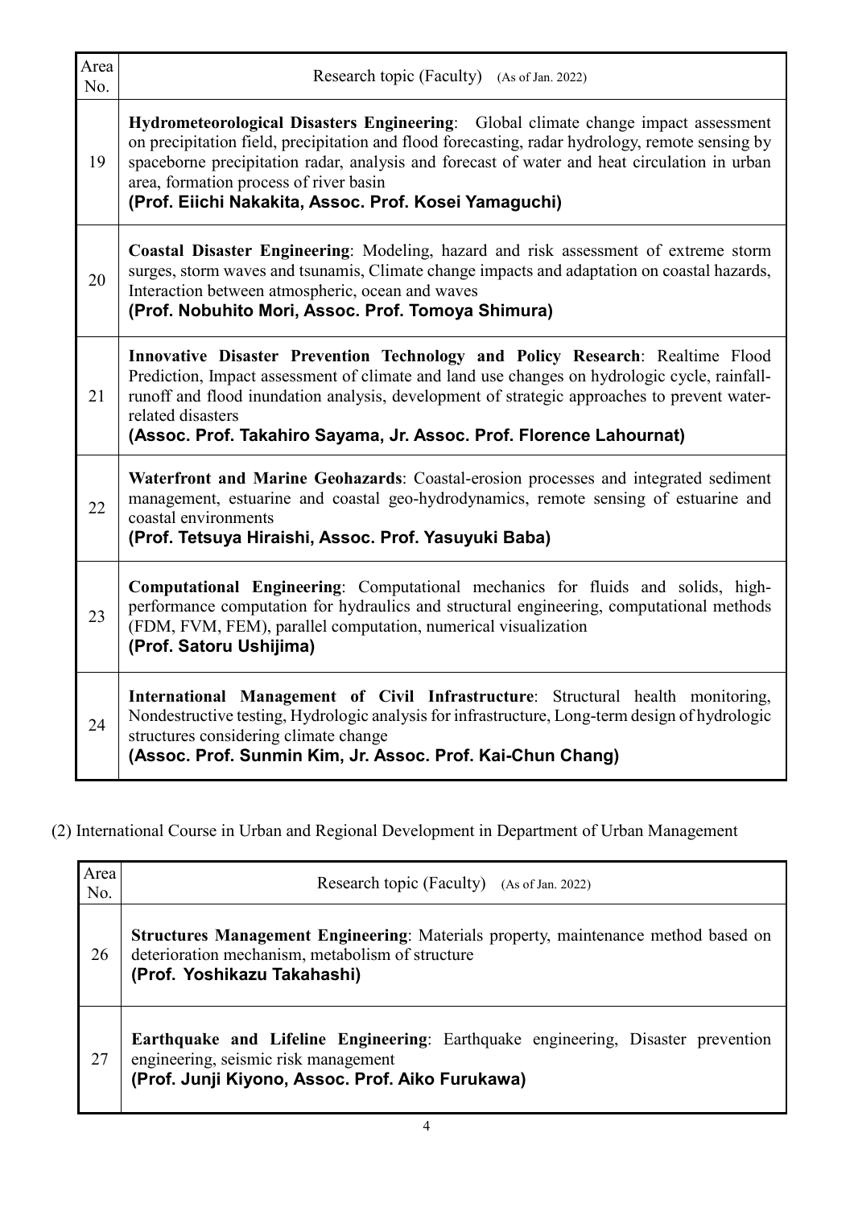| Area No. | Research topic (Faculty) (As of Jan. 2022) |
|---|---|
| 19 | **Hydrometeorological Disasters Engineering**: Global climate change impact assessment on precipitation field, precipitation and flood forecasting, radar hydrology, remote sensing by spaceborne precipitation radar, analysis and forecast of water and heat circulation in urban area, formation process of river basin **(Prof. Eiichi Nakakita, Assoc. Prof. Kosei Yamaguchi)** |
| 20 | **Coastal Disaster Engineering**: Modeling, hazard and risk assessment of extreme storm surges, storm waves and tsunamis, Climate change impacts and adaptation on coastal hazards, Interaction between atmospheric, ocean and waves **(Prof. Nobuhito Mori, Assoc. Prof. Tomoya Shimura)** |
| 21 | **Innovative Disaster Prevention Technology and Policy Research**: Realtime Flood Prediction, Impact assessment of climate and land use changes on hydrologic cycle, rainfall-runoff and flood inundation analysis, development of strategic approaches to prevent water-related disasters **(Assoc. Prof. Takahiro Sayama, Jr. Assoc. Prof. Florence Lahournat)** |
| 22 | **Waterfront and Marine Geohazards**: Coastal-erosion processes and integrated sediment management, estuarine and coastal geo-hydrodynamics, remote sensing of estuarine and coastal environments **(Prof. Tetsuya Hiraishi, Assoc. Prof. Yasuyuki Baba)** |
| 23 | **Computational Engineering**: Computational mechanics for fluids and solids, high-performance computation for hydraulics and structural engineering, computational methods (FDM, FVM, FEM), parallel computation, numerical visualization **(Prof. Satoru Ushijima)** |
| 24 | **International Management of Civil Infrastructure**: Structural health monitoring, Nondestructive testing, Hydrologic analysis for infrastructure, Long-term design of hydrologic structures considering climate change **(Assoc. Prof. Sunmin Kim, Jr. Assoc. Prof. Kai-Chun Chang)** |

(2) International Course in Urban and Regional Development in Department of Urban Management

| Area No. | Research topic (Faculty) (As of Jan. 2022) |
|---|---|
| 26 | **Structures Management Engineering**: Materials property, maintenance method based on deterioration mechanism, metabolism of structure **(Prof. Yoshikazu Takahashi)** |
| 27 | **Earthquake and Lifeline Engineering**: Earthquake engineering, Disaster prevention engineering, seismic risk management **(Prof. Junji Kiyono, Assoc. Prof. Aiko Furukawa)** |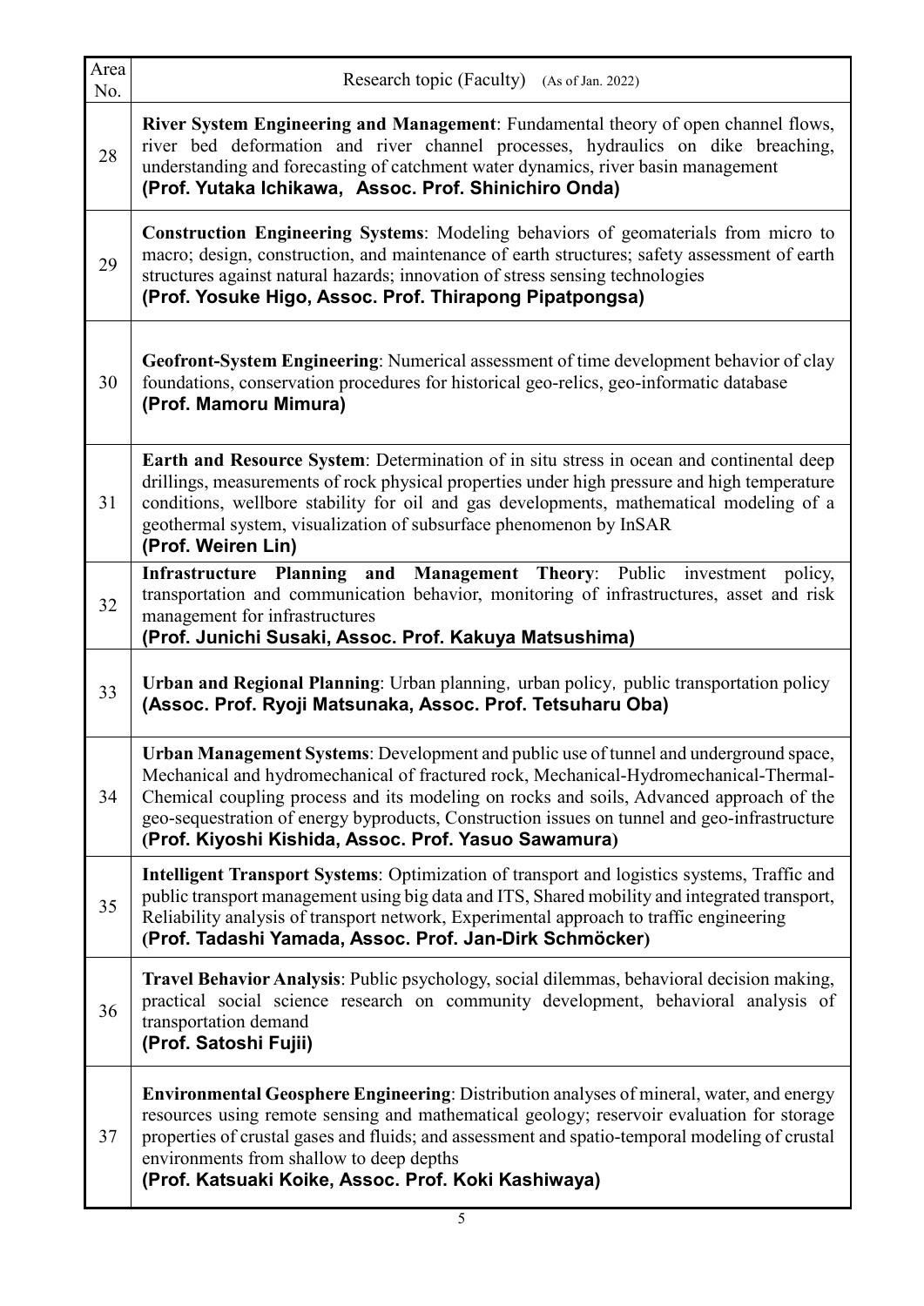| Area No. | Research topic (Faculty) (As of Jan. 2022) |
|---|---|
| 28 | **River System Engineering and Management**: Fundamental theory of open channel flows, river bed deformation and river channel processes, hydraulics on dike breaching, understanding and forecasting of catchment water dynamics, river basin management **(Prof. Yutaka Ichikawa, Assoc. Prof. Shinichiro Onda)** |
| 29 | **Construction Engineering Systems**: Modeling behaviors of geomaterials from micro to macro; design, construction, and maintenance of earth structures; safety assessment of earth structures against natural hazards; innovation of stress sensing technologies **(Prof. Yosuke Higo, Assoc. Prof. Thirapong Pipatpongsa)** |
| 30 | **Geofront-System Engineering**: Numerical assessment of time development behavior of clay foundations, conservation procedures for historical geo-relics, geo-informatic database **(Prof. Mamoru Mimura)** |
| 31 | **Earth and Resource System**: Determination of in situ stress in ocean and continental deep drillings, measurements of rock physical properties under high pressure and high temperature conditions, wellbore stability for oil and gas developments, mathematical modeling of a geothermal system, visualization of subsurface phenomenon by InSAR **(Prof. Weiren Lin)** |
| 32 | **Infrastructure Planning and Management Theory**: Public investment policy, transportation and communication behavior, monitoring of infrastructures, asset and risk management for infrastructures **(Prof. Junichi Susaki, Assoc. Prof. Kakuya Matsushima)** |
| 33 | **Urban and Regional Planning**: Urban planning, urban policy, public transportation policy **(Assoc. Prof. Ryoji Matsunaka, Assoc. Prof. Tetsuharu Oba)** |
| 34 | **Urban Management Systems**: Development and public use of tunnel and underground space, Mechanical and hydromechanical of fractured rock, Mechanical-Hydromechanical-Thermal-Chemical coupling process and its modeling on rocks and soils, Advanced approach of the geo-sequestration of energy byproducts, Construction issues on tunnel and geo-infrastructure **(Prof. Kiyoshi Kishida, Assoc. Prof. Yasuo Sawamura)** |
| 35 | **Intelligent Transport Systems**: Optimization of transport and logistics systems, Traffic and public transport management using big data and ITS, Shared mobility and integrated transport, Reliability analysis of transport network, Experimental approach to traffic engineering **(Prof. Tadashi Yamada, Assoc. Prof. Jan-Dirk Schmöcker)** |
| 36 | **Travel Behavior Analysis**: Public psychology, social dilemmas, behavioral decision making, practical social science research on community development, behavioral analysis of transportation demand **(Prof. Satoshi Fujii)** |
| 37 | **Environmental Geosphere Engineering**: Distribution analyses of mineral, water, and energy resources using remote sensing and mathematical geology; reservoir evaluation for storage properties of crustal gases and fluids; and assessment and spatio-temporal modeling of crustal environments from shallow to deep depths **(Prof. Katsuaki Koike, Assoc. Prof. Koki Kashiwaya)** |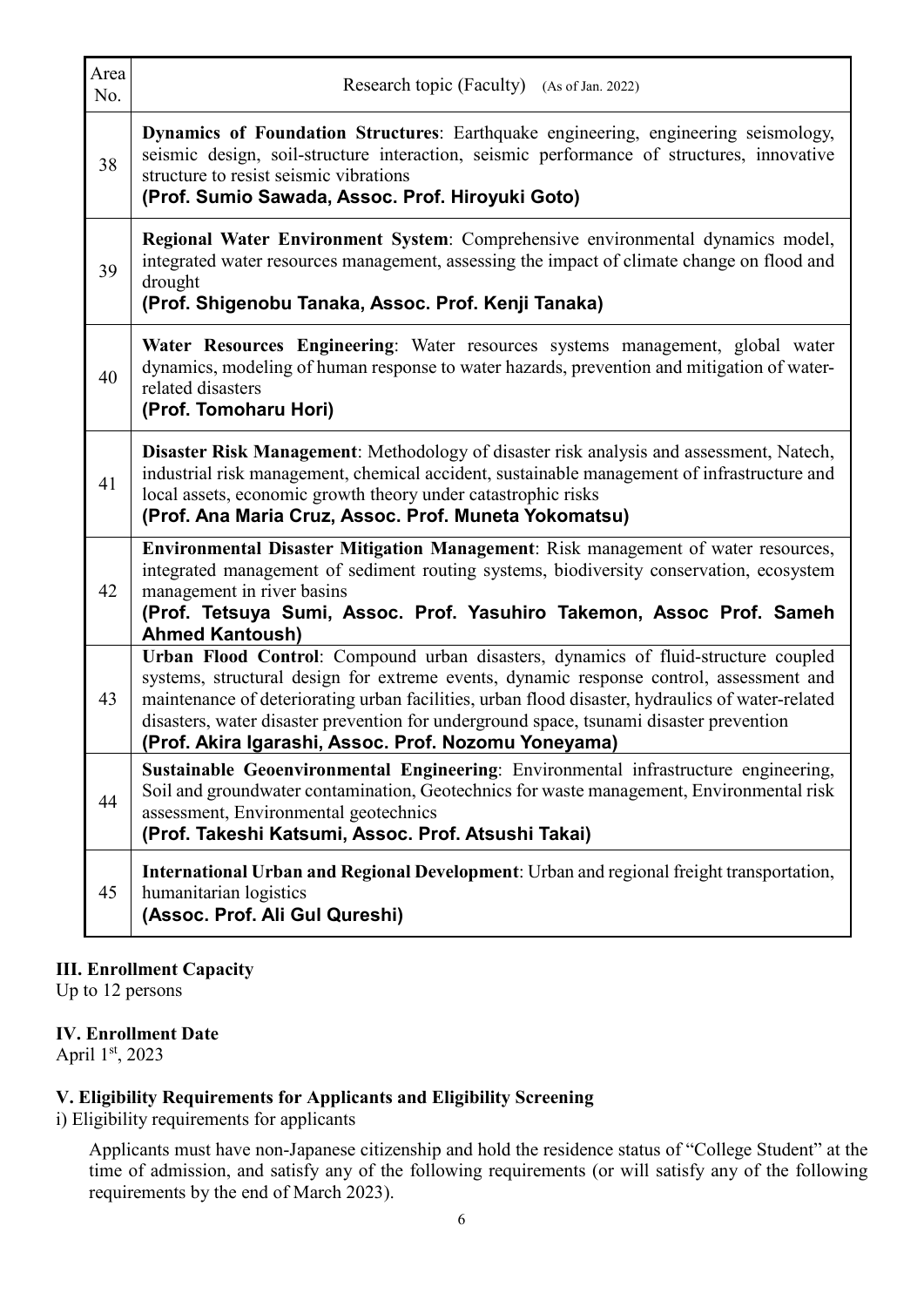| Area No. | Research topic (Faculty) (As of Jan. 2022) |
|---|---|
| 38 | **Dynamics of Foundation Structures**: Earthquake engineering, engineering seismology, seismic design, soil-structure interaction, seismic performance of structures, innovative structure to resist seismic vibrations **(Prof. Sumio Sawada, Assoc. Prof. Hiroyuki Goto)** |
| 39 | **Regional Water Environment System**: Comprehensive environmental dynamics model, integrated water resources management, assessing the impact of climate change on flood and drought **(Prof. Shigenobu Tanaka, Assoc. Prof. Kenji Tanaka)** |
| 40 | **Water Resources Engineering**: Water resources systems management, global water dynamics, modeling of human response to water hazards, prevention and mitigation of water-related disasters **(Prof. Tomoharu Hori)** |
| 41 | **Disaster Risk Management**: Methodology of disaster risk analysis and assessment, Natech, industrial risk management, chemical accident, sustainable management of infrastructure and local assets, economic growth theory under catastrophic risks **(Prof. Ana Maria Cruz, Assoc. Prof. Muneta Yokomatsu)** |
| 42 | **Environmental Disaster Mitigation Management**: Risk management of water resources, integrated management of sediment routing systems, biodiversity conservation, ecosystem management in river basins **(Prof. Tetsuya Sumi, Assoc. Prof. Yasuhiro Takemon, Assoc Prof. Sameh Ahmed Kantoush)** |
| 43 | **Urban Flood Control**: Compound urban disasters, dynamics of fluid-structure coupled systems, structural design for extreme events, dynamic response control, assessment and maintenance of deteriorating urban facilities, urban flood disaster, hydraulics of water-related disasters, water disaster prevention for underground space, tsunami disaster prevention **(Prof. Akira Igarashi, Assoc. Prof. Nozomu Yoneyama)** |
| 44 | **Sustainable Geoenvironmental Engineering**: Environmental infrastructure engineering, Soil and groundwater contamination, Geotechnics for waste management, Environmental risk assessment, Environmental geotechnics **(Prof. Takeshi Katsumi, Assoc. Prof. Atsushi Takai)** |
| 45 | **International Urban and Regional Development**: Urban and regional freight transportation, humanitarian logistics **(Assoc. Prof. Ali Gul Qureshi)** |

## III. Enrollment Capacity

Up to 12 persons

## IV. Enrollment Date

April 1st, 2023

## V. Eligibility Requirements for Applicants and Eligibility Screening

i) Eligibility requirements for applicants

Applicants must have non-Japanese citizenship and hold the residence status of "College Student" at the time of admission, and satisfy any of the following requirements (or will satisfy any of the following requirements by the end of March 2023).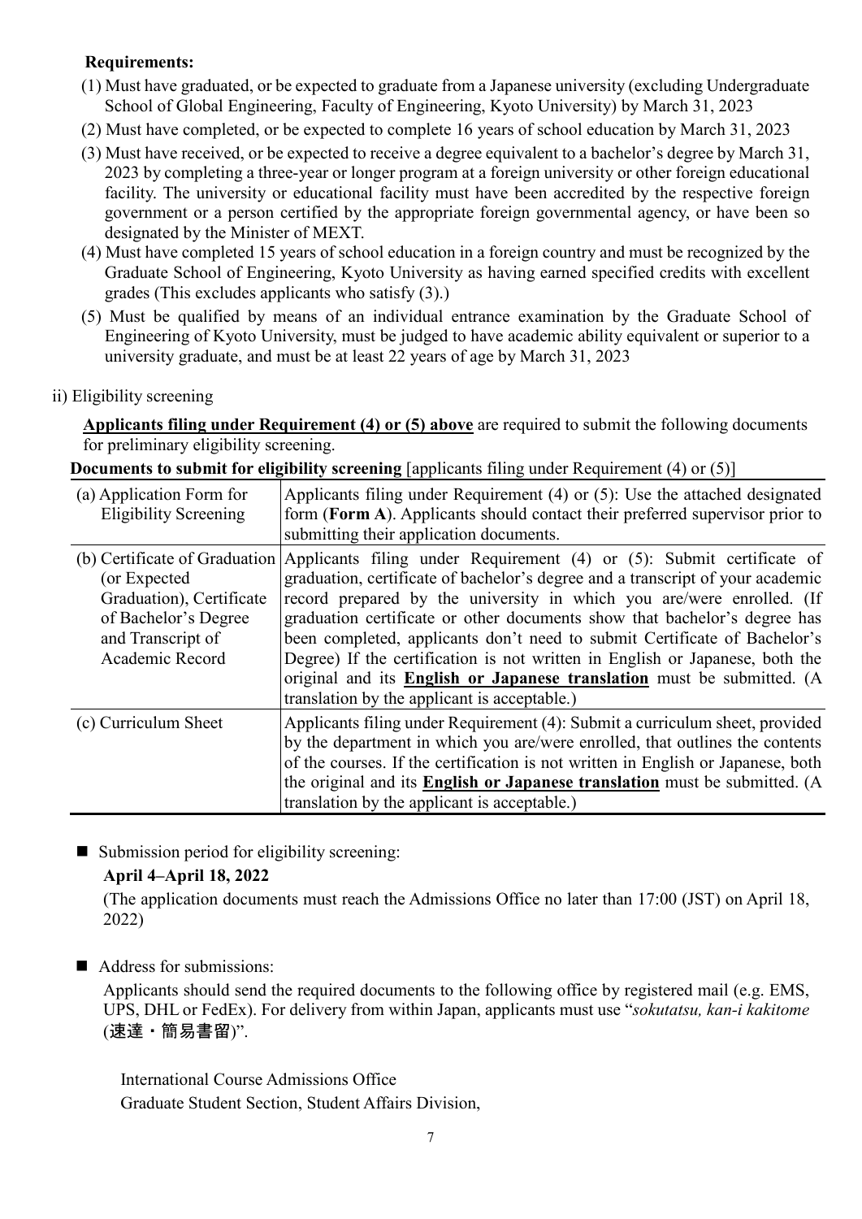**Requirements:**

(1) Must have graduated, or be expected to graduate from a Japanese university (excluding Undergraduate School of Global Engineering, Faculty of Engineering, Kyoto University) by March 31, 2023

(2) Must have completed, or be expected to complete 16 years of school education by March 31, 2023

(3) Must have received, or be expected to receive a degree equivalent to a bachelor's degree by March 31, 2023 by completing a three-year or longer program at a foreign university or other foreign educational facility. The university or educational facility must have been accredited by the respective foreign government or a person certified by the appropriate foreign governmental agency, or have been so designated by the Minister of MEXT.

(4) Must have completed 15 years of school education in a foreign country and must be recognized by the Graduate School of Engineering, Kyoto University as having earned specified credits with excellent grades (This excludes applicants who satisfy (3).)

(5) Must be qualified by means of an individual entrance examination by the Graduate School of Engineering of Kyoto University, must be judged to have academic ability equivalent or superior to a university graduate, and must be at least 22 years of age by March 31, 2023

ii) Eligibility screening

**Applicants filing under Requirement (4) or (5) above** are required to submit the following documents for preliminary eligibility screening.

**Documents to submit for eligibility screening** [applicants filing under Requirement (4) or (5)]

| | |
|---|---|
| (a) Application Form for Eligibility Screening | Applicants filing under Requirement (4) or (5): Use the attached designated form (**Form A**). Applicants should contact their preferred supervisor prior to submitting their application documents. |
| (b) Certificate of Graduation (or Expected Graduation), Certificate of Bachelor's Degree and Transcript of Academic Record | Applicants filing under Requirement (4) or (5): Submit certificate of graduation, certificate of bachelor's degree and a transcript of your academic record prepared by the university in which you are/were enrolled. (If graduation certificate or other documents show that bachelor's degree has been completed, applicants don't need to submit Certificate of Bachelor's Degree) If the certification is not written in English or Japanese, both the original and its **English or Japanese translation** must be submitted. (A translation by the applicant is acceptable.) |
| (c) Curriculum Sheet | Applicants filing under Requirement (4): Submit a curriculum sheet, provided by the department in which you are/were enrolled, that outlines the contents of the courses. If the certification is not written in English or Japanese, both the original and its **English or Japanese translation** must be submitted. (A translation by the applicant is acceptable.) |

■ Submission period for eligibility screening:

**April 4–April 18, 2022**

(The application documents must reach the Admissions Office no later than 17:00 (JST) on April 18, 2022)

■ Address for submissions:

Applicants should send the required documents to the following office by registered mail (e.g. EMS, UPS, DHL or FedEx). For delivery from within Japan, applicants must use "*sokutatsu, kan-i kakitome* (速達・簡易書留)".

International Course Admissions Office
Graduate Student Section, Student Affairs Division,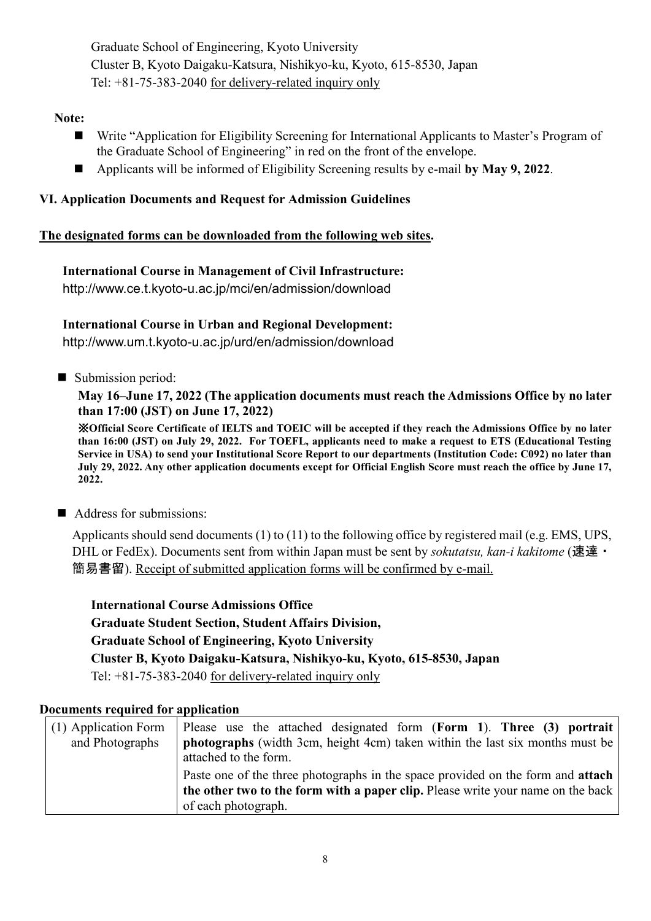Graduate School of Engineering, Kyoto University
Cluster B, Kyoto Daigaku-Katsura, Nishikyo-ku, Kyoto, 615-8530, Japan
Tel: +81-75-383-2040 <u>for delivery-related inquiry only</u>

**Note:**

- Write "Application for Eligibility Screening for International Applicants to Master's Program of the Graduate School of Engineering" in red on the front of the envelope.
- Applicants will be informed of Eligibility Screening results by e-mail **by May 9, 2022**.

## VI. Application Documents and Request for Admission Guidelines

**<u>The designated forms can be downloaded from the following web sites.</u>**

**International Course in Management of Civil Infrastructure:**
http://www.ce.t.kyoto-u.ac.jp/mci/en/admission/download

**International Course in Urban and Regional Development:**
http://www.um.t.kyoto-u.ac.jp/urd/en/admission/download

- Submission period:

  **May 16–June 17, 2022 (The application documents must reach the Admissions Office by no later than 17:00 (JST) on June 17, 2022)**

  **※Official Score Certificate of IELTS and TOEIC will be accepted if they reach the Admissions Office by no later than 16:00 (JST) on July 29, 2022. For TOEFL, applicants need to make a request to ETS (Educational Testing Service in USA) to send your Institutional Score Report to our departments (Institution Code: C092) no later than July 29, 2022. Any other application documents except for Official English Score must reach the office by June 17, 2022.**

- Address for submissions:

  Applicants should send documents (1) to (11) to the following office by registered mail (e.g. EMS, UPS, DHL or FedEx). Documents sent from within Japan must be sent by *sokutatsu, kan-i kakitome* (速達・簡易書留). <u>Receipt of submitted application forms will be confirmed by e-mail.</u>

  **International Course Admissions Office**
  **Graduate Student Section, Student Affairs Division,**
  **Graduate School of Engineering, Kyoto University**
  **Cluster B, Kyoto Daigaku-Katsura, Nishikyo-ku, Kyoto, 615-8530, Japan**
  Tel: +81-75-383-2040 <u>for delivery-related inquiry only</u>

**Documents required for application**

| | |
|---|---|
| (1) Application Form and Photographs | Please use the attached designated form (**Form 1**). **Three (3) portrait photographs** (width 3cm, height 4cm) taken within the last six months must be attached to the form. Paste one of the three photographs in the space provided on the form and **attach the other two to the form with a paper clip.** Please write your name on the back of each photograph. |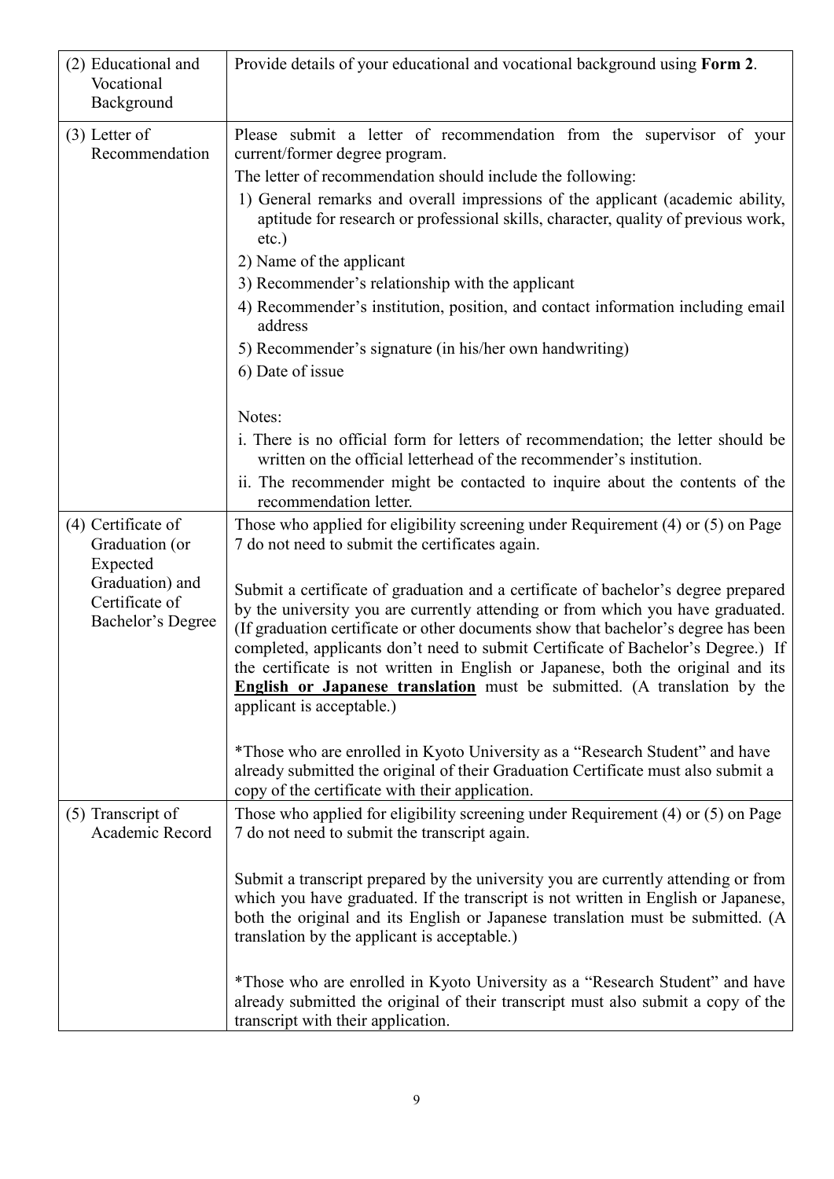| | |
|---|---|
| (2) Educational and Vocational Background | Provide details of your educational and vocational background using **Form 2**. |
| (3) Letter of Recommendation | Please submit a letter of recommendation from the supervisor of your current/former degree program.<br>The letter of recommendation should include the following:<br>1) General remarks and overall impressions of the applicant (academic ability, aptitude for research or professional skills, character, quality of previous work, etc.)<br>2) Name of the applicant<br>3) Recommender's relationship with the applicant<br>4) Recommender's institution, position, and contact information including email address<br>5) Recommender's signature (in his/her own handwriting)<br>6) Date of issue<br><br>Notes:<br>i. There is no official form for letters of recommendation; the letter should be written on the official letterhead of the recommender's institution.<br>ii. The recommender might be contacted to inquire about the contents of the recommendation letter. |
| (4) Certificate of Graduation (or Expected Graduation) and Certificate of Bachelor's Degree | Those who applied for eligibility screening under Requirement (4) or (5) on Page 7 do not need to submit the certificates again.<br><br>Submit a certificate of graduation and a certificate of bachelor's degree prepared by the university you are currently attending or from which you have graduated. (If graduation certificate or other documents show that bachelor's degree has been completed, applicants don't need to submit Certificate of Bachelor's Degree.) If the certificate is not written in English or Japanese, both the original and its **English or Japanese translation** must be submitted. (A translation by the applicant is acceptable.)<br><br>*Those who are enrolled in Kyoto University as a "Research Student" and have already submitted the original of their Graduation Certificate must also submit a copy of the certificate with their application. |
| (5) Transcript of Academic Record | Those who applied for eligibility screening under Requirement (4) or (5) on Page 7 do not need to submit the transcript again.<br><br>Submit a transcript prepared by the university you are currently attending or from which you have graduated. If the transcript is not written in English or Japanese, both the original and its English or Japanese translation must be submitted. (A translation by the applicant is acceptable.)<br><br>*Those who are enrolled in Kyoto University as a "Research Student" and have already submitted the original of their transcript must also submit a copy of the transcript with their application. |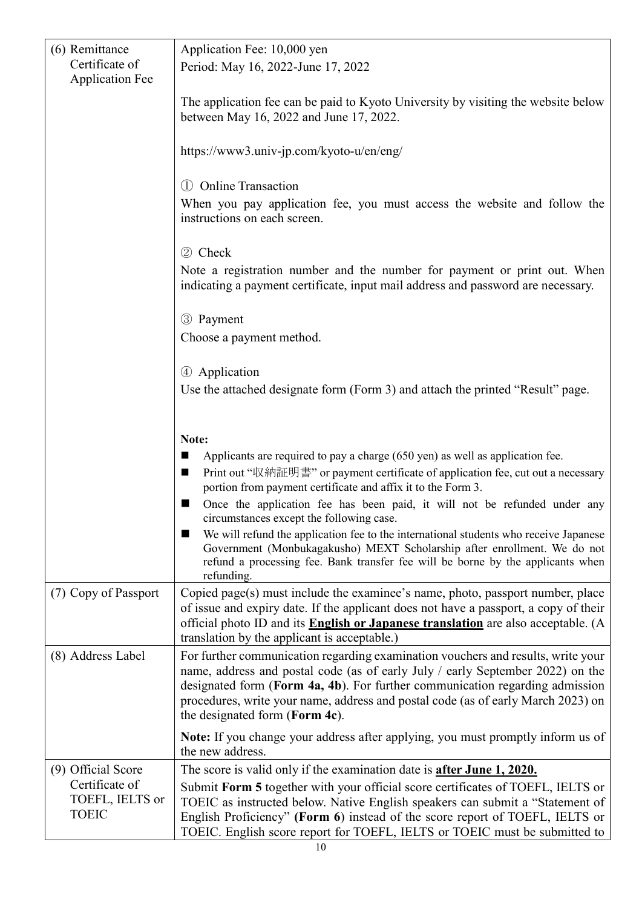| | |
|---|---|
| (6) Remittance Certificate of Application Fee | Application Fee: 10,000 yen<br>Period: May 16, 2022-June 17, 2022<br><br>The application fee can be paid to Kyoto University by visiting the website below between May 16, 2022 and June 17, 2022.<br><br>https://www3.univ-jp.com/kyoto-u/en/eng/<br><br>① Online Transaction<br>When you pay application fee, you must access the website and follow the instructions on each screen.<br><br>② Check<br>Note a registration number and the number for payment or print out. When indicating a payment certificate, input mail address and password are necessary.<br><br>③ Payment<br>Choose a payment method.<br><br>④ Application<br>Use the attached designate form (Form 3) and attach the printed "Result" page.<br><br>**Note:**<br>■ Applicants are required to pay a charge (650 yen) as well as application fee.<br>■ Print out "収納証明書" or payment certificate of application fee, cut out a necessary portion from payment certificate and affix it to the Form 3.<br>■ Once the application fee has been paid, it will not be refunded under any circumstances except the following case.<br>■ We will refund the application fee to the international students who receive Japanese Government (Monbukagakusho) MEXT Scholarship after enrollment. We do not refund a processing fee. Bank transfer fee will be borne by the applicants when refunding. |
| (7) Copy of Passport | Copied page(s) must include the examinee's name, photo, passport number, place of issue and expiry date. If the applicant does not have a passport, a copy of their official photo ID and its **English or Japanese translation** are also acceptable. (A translation by the applicant is acceptable.) |
| (8) Address Label | For further communication regarding examination vouchers and results, write your name, address and postal code (as of early July / early September 2022) on the designated form (**Form 4a, 4b**). For further communication regarding admission procedures, write your name, address and postal code (as of early March 2023) on the designated form (**Form 4c**).<br><br>**Note:** If you change your address after applying, you must promptly inform us of the new address. |
| (9) Official Score Certificate of TOEFL, IELTS or TOEIC | The score is valid only if the examination date is **after June 1, 2020.**<br>Submit **Form 5** together with your official score certificates of TOEFL, IELTS or TOEIC as instructed below. Native English speakers can submit a "Statement of English Proficiency" **(Form 6)** instead of the score report of TOEFL, IELTS or TOEIC. English score report for TOEFL, IELTS or TOEIC must be submitted to |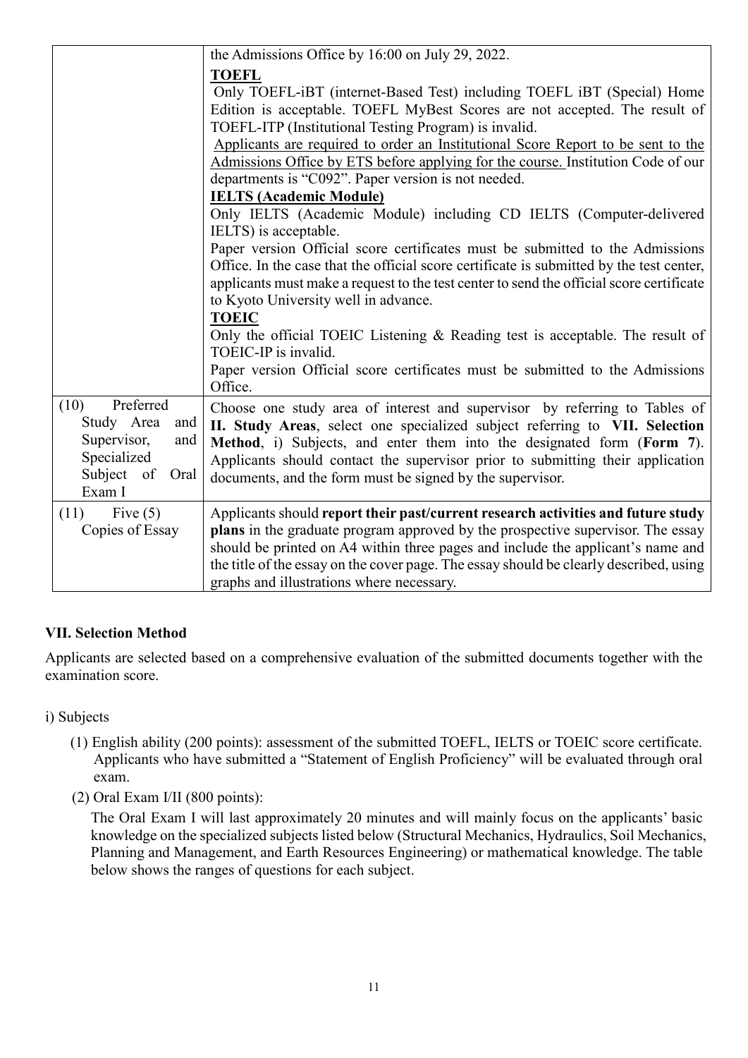| | |
|---|---|
| | the Admissions Office by 16:00 on July 29, 2022.<br>**TOEFL**<br>Only TOEFL-iBT (internet-Based Test) including TOEFL iBT (Special) Home Edition is acceptable. TOEFL MyBest Scores are not accepted. The result of TOEFL-ITP (Institutional Testing Program) is invalid.<br>Applicants are required to order an Institutional Score Report to be sent to the Admissions Office by ETS before applying for the course. Institution Code of our departments is "C092". Paper version is not needed.<br>**IELTS (Academic Module)**<br>Only IELTS (Academic Module) including CD IELTS (Computer-delivered IELTS) is acceptable.<br>Paper version Official score certificates must be submitted to the Admissions Office. In the case that the official score certificate is submitted by the test center, applicants must make a request to the test center to send the official score certificate to Kyoto University well in advance.<br>**TOEIC**<br>Only the official TOEIC Listening & Reading test is acceptable. The result of TOEIC-IP is invalid.<br>Paper version Official score certificates must be submitted to the Admissions Office. |
| (10) Preferred Study Area and Supervisor, and Specialized Subject of Oral Exam I | Choose one study area of interest and supervisor by referring to Tables of **II. Study Areas**, select one specialized subject referring to **VII. Selection Method**, i) Subjects, and enter them into the designated form (**Form 7**). Applicants should contact the supervisor prior to submitting their application documents, and the form must be signed by the supervisor. |
| (11) Five (5) Copies of Essay | Applicants should **report their past/current research activities and future study plans** in the graduate program approved by the prospective supervisor. The essay should be printed on A4 within three pages and include the applicant's name and the title of the essay on the cover page. The essay should be clearly described, using graphs and illustrations where necessary. |

## VII. Selection Method

Applicants are selected based on a comprehensive evaluation of the submitted documents together with the examination score.

i) Subjects

(1) English ability (200 points): assessment of the submitted TOEFL, IELTS or TOEIC score certificate. Applicants who have submitted a "Statement of English Proficiency" will be evaluated through oral exam.

(2) Oral Exam I/II (800 points):

The Oral Exam I will last approximately 20 minutes and will mainly focus on the applicants' basic knowledge on the specialized subjects listed below (Structural Mechanics, Hydraulics, Soil Mechanics, Planning and Management, and Earth Resources Engineering) or mathematical knowledge. The table below shows the ranges of questions for each subject.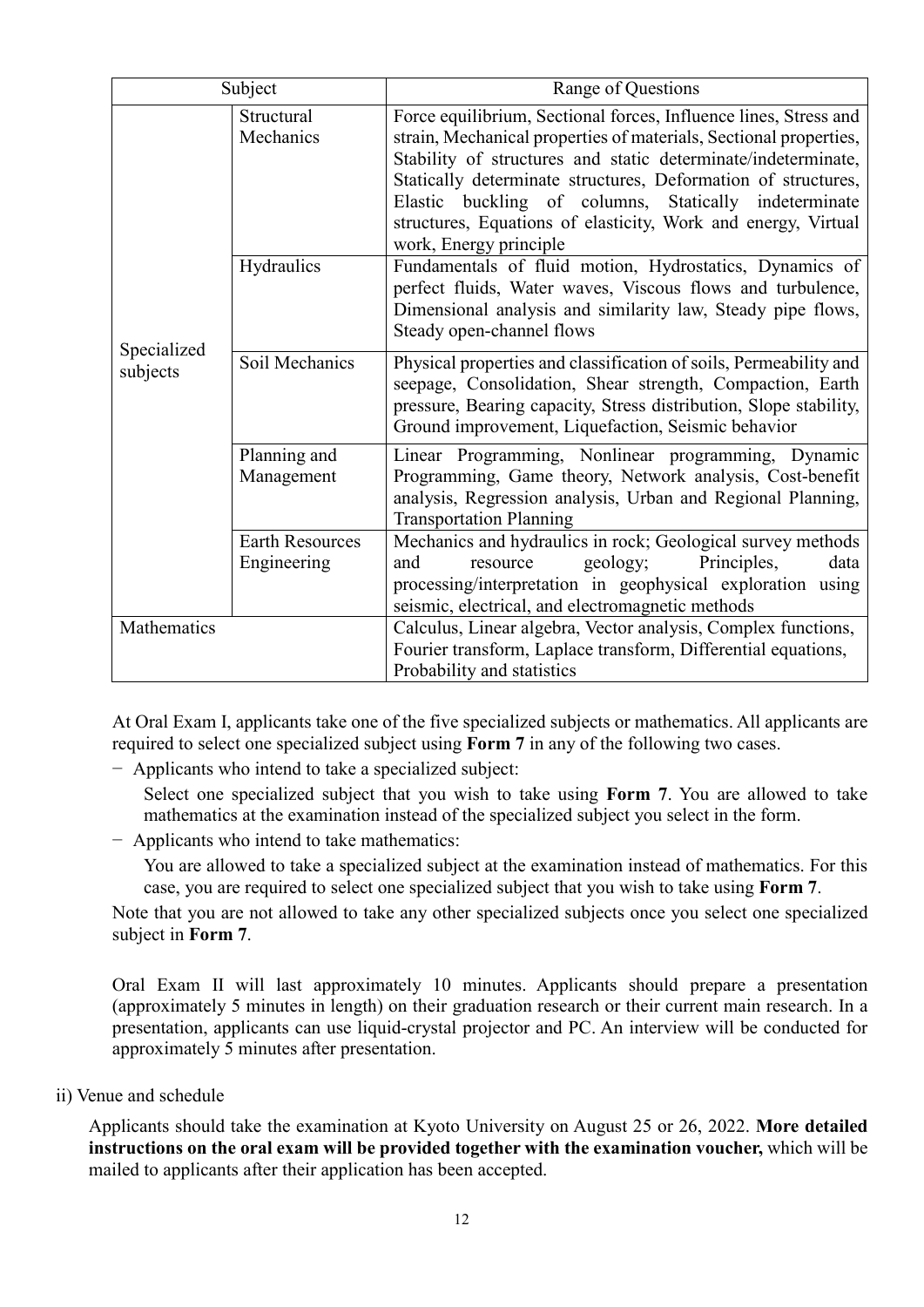| Subject | | Range of Questions |
|---|---|---|
| Specialized subjects | Structural Mechanics | Force equilibrium, Sectional forces, Influence lines, Stress and strain, Mechanical properties of materials, Sectional properties, Stability of structures and static determinate/indeterminate, Statically determinate structures, Deformation of structures, Elastic buckling of columns, Statically indeterminate structures, Equations of elasticity, Work and energy, Virtual work, Energy principle |
| | Hydraulics | Fundamentals of fluid motion, Hydrostatics, Dynamics of perfect fluids, Water waves, Viscous flows and turbulence, Dimensional analysis and similarity law, Steady pipe flows, Steady open-channel flows |
| | Soil Mechanics | Physical properties and classification of soils, Permeability and seepage, Consolidation, Shear strength, Compaction, Earth pressure, Bearing capacity, Stress distribution, Slope stability, Ground improvement, Liquefaction, Seismic behavior |
| | Planning and Management | Linear Programming, Nonlinear programming, Dynamic Programming, Game theory, Network analysis, Cost-benefit analysis, Regression analysis, Urban and Regional Planning, Transportation Planning |
| | Earth Resources Engineering | Mechanics and hydraulics in rock; Geological survey methods and resource geology; Principles, data processing/interpretation in geophysical exploration using seismic, electrical, and electromagnetic methods |
| Mathematics | | Calculus, Linear algebra, Vector analysis, Complex functions, Fourier transform, Laplace transform, Differential equations, Probability and statistics |

At Oral Exam I, applicants take one of the five specialized subjects or mathematics. All applicants are required to select one specialized subject using **Form 7** in any of the following two cases.

- Applicants who intend to take a specialized subject:

  Select one specialized subject that you wish to take using **Form 7**. You are allowed to take mathematics at the examination instead of the specialized subject you select in the form.

- Applicants who intend to take mathematics:

  You are allowed to take a specialized subject at the examination instead of mathematics. For this case, you are required to select one specialized subject that you wish to take using **Form 7**.

Note that you are not allowed to take any other specialized subjects once you select one specialized subject in **Form 7**.

Oral Exam II will last approximately 10 minutes. Applicants should prepare a presentation (approximately 5 minutes in length) on their graduation research or their current main research. In a presentation, applicants can use liquid-crystal projector and PC. An interview will be conducted for approximately 5 minutes after presentation.

ii) Venue and schedule

Applicants should take the examination at Kyoto University on August 25 or 26, 2022. **More detailed instructions on the oral exam will be provided together with the examination voucher,** which will be mailed to applicants after their application has been accepted.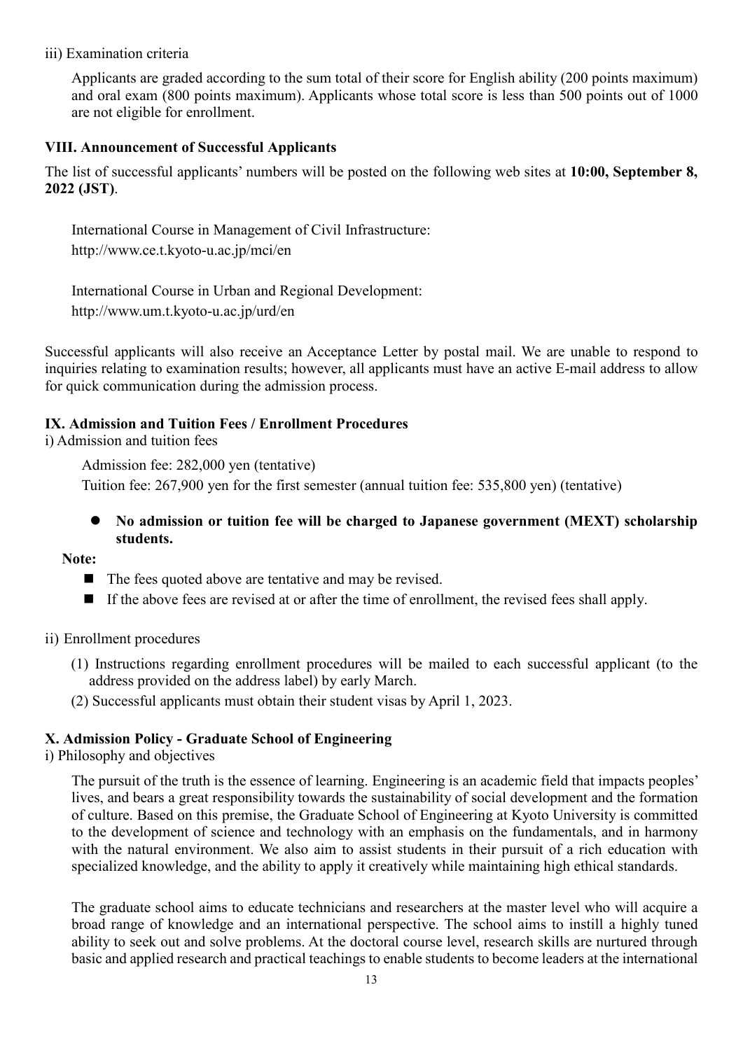iii) Examination criteria

Applicants are graded according to the sum total of their score for English ability (200 points maximum) and oral exam (800 points maximum). Applicants whose total score is less than 500 points out of 1000 are not eligible for enrollment.

### VIII. Announcement of Successful Applicants

The list of successful applicants' numbers will be posted on the following web sites at **10:00, September 8, 2022 (JST)**.

International Course in Management of Civil Infrastructure:
http://www.ce.t.kyoto-u.ac.jp/mci/en

International Course in Urban and Regional Development:
http://www.um.t.kyoto-u.ac.jp/urd/en

Successful applicants will also receive an Acceptance Letter by postal mail. We are unable to respond to inquiries relating to examination results; however, all applicants must have an active E-mail address to allow for quick communication during the admission process.

### IX. Admission and Tuition Fees / Enrollment Procedures

i) Admission and tuition fees

Admission fee: 282,000 yen (tentative)
Tuition fee: 267,900 yen for the first semester (annual tuition fee: 535,800 yen) (tentative)

- **No admission or tuition fee will be charged to Japanese government (MEXT) scholarship students.**

**Note:**

- The fees quoted above are tentative and may be revised.
- If the above fees are revised at or after the time of enrollment, the revised fees shall apply.

ii) Enrollment procedures

(1) Instructions regarding enrollment procedures will be mailed to each successful applicant (to the address provided on the address label) by early March.

(2) Successful applicants must obtain their student visas by April 1, 2023.

### X. Admission Policy - Graduate School of Engineering

i) Philosophy and objectives

The pursuit of the truth is the essence of learning. Engineering is an academic field that impacts peoples' lives, and bears a great responsibility towards the sustainability of social development and the formation of culture. Based on this premise, the Graduate School of Engineering at Kyoto University is committed to the development of science and technology with an emphasis on the fundamentals, and in harmony with the natural environment. We also aim to assist students in their pursuit of a rich education with specialized knowledge, and the ability to apply it creatively while maintaining high ethical standards.

The graduate school aims to educate technicians and researchers at the master level who will acquire a broad range of knowledge and an international perspective. The school aims to instill a highly tuned ability to seek out and solve problems. At the doctoral course level, research skills are nurtured through basic and applied research and practical teachings to enable students to become leaders at the international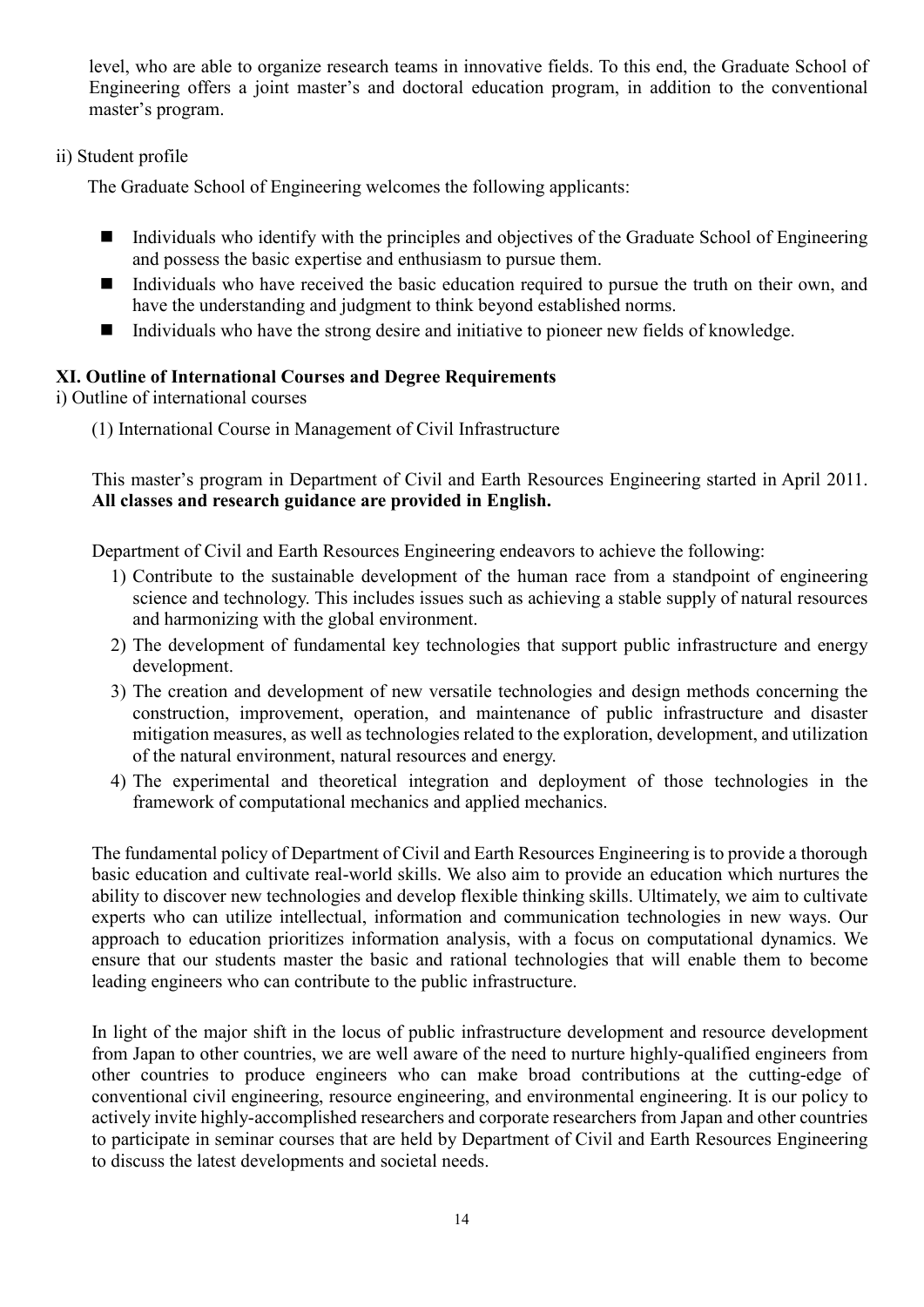level, who are able to organize research teams in innovative fields. To this end, the Graduate School of Engineering offers a joint master's and doctoral education program, in addition to the conventional master's program.

ii) Student profile

The Graduate School of Engineering welcomes the following applicants:

- Individuals who identify with the principles and objectives of the Graduate School of Engineering and possess the basic expertise and enthusiasm to pursue them.
- Individuals who have received the basic education required to pursue the truth on their own, and have the understanding and judgment to think beyond established norms.
- Individuals who have the strong desire and initiative to pioneer new fields of knowledge.

## XI. Outline of International Courses and Degree Requirements

i) Outline of international courses

(1) International Course in Management of Civil Infrastructure

This master's program in Department of Civil and Earth Resources Engineering started in April 2011. **All classes and research guidance are provided in English.**

Department of Civil and Earth Resources Engineering endeavors to achieve the following:

1) Contribute to the sustainable development of the human race from a standpoint of engineering science and technology. This includes issues such as achieving a stable supply of natural resources and harmonizing with the global environment.
2) The development of fundamental key technologies that support public infrastructure and energy development.
3) The creation and development of new versatile technologies and design methods concerning the construction, improvement, operation, and maintenance of public infrastructure and disaster mitigation measures, as well as technologies related to the exploration, development, and utilization of the natural environment, natural resources and energy.
4) The experimental and theoretical integration and deployment of those technologies in the framework of computational mechanics and applied mechanics.

The fundamental policy of Department of Civil and Earth Resources Engineering is to provide a thorough basic education and cultivate real-world skills. We also aim to provide an education which nurtures the ability to discover new technologies and develop flexible thinking skills. Ultimately, we aim to cultivate experts who can utilize intellectual, information and communication technologies in new ways. Our approach to education prioritizes information analysis, with a focus on computational dynamics. We ensure that our students master the basic and rational technologies that will enable them to become leading engineers who can contribute to the public infrastructure.

In light of the major shift in the locus of public infrastructure development and resource development from Japan to other countries, we are well aware of the need to nurture highly-qualified engineers from other countries to produce engineers who can make broad contributions at the cutting-edge of conventional civil engineering, resource engineering, and environmental engineering. It is our policy to actively invite highly-accomplished researchers and corporate researchers from Japan and other countries to participate in seminar courses that are held by Department of Civil and Earth Resources Engineering to discuss the latest developments and societal needs.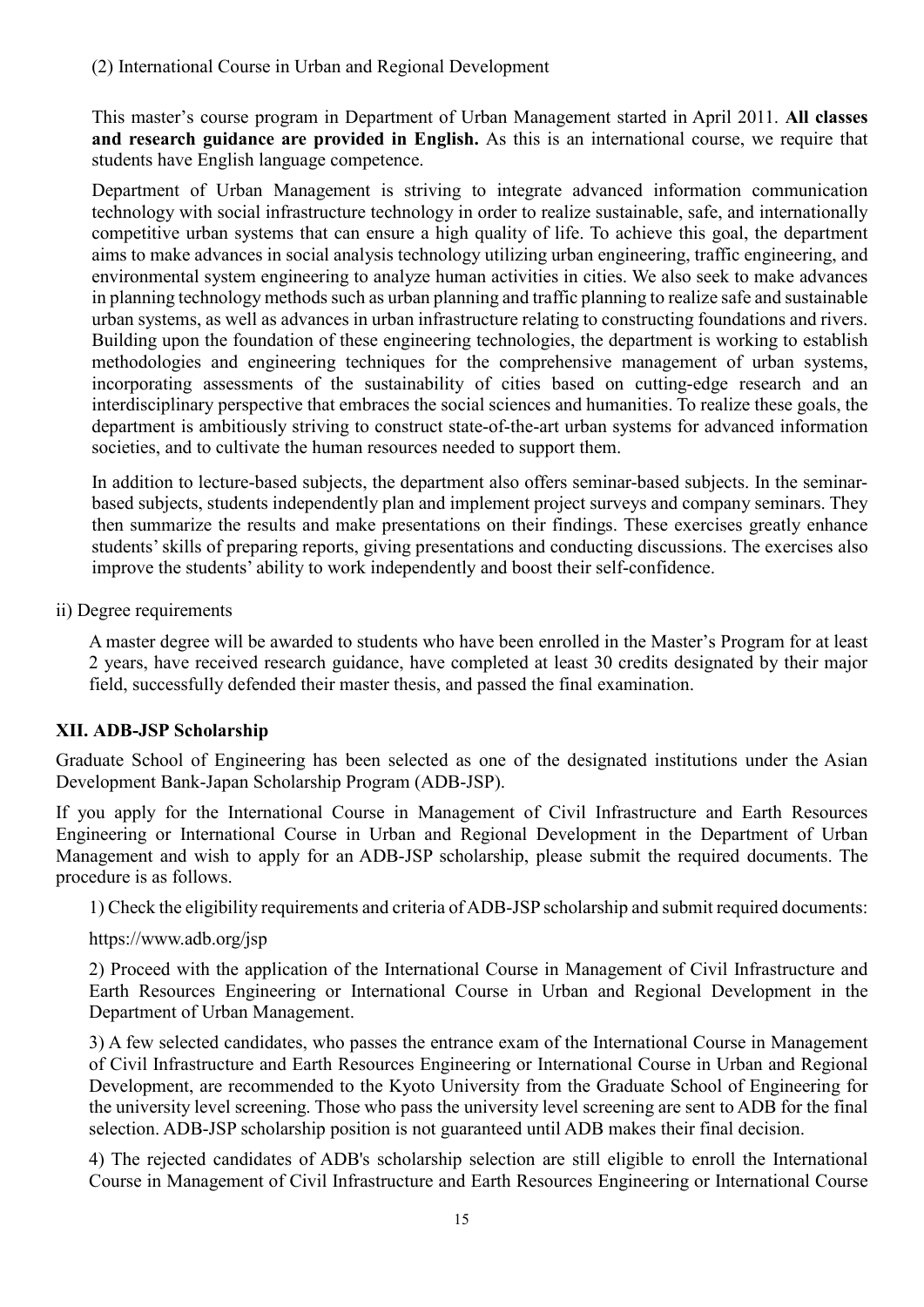(2) International Course in Urban and Regional Development

This master's course program in Department of Urban Management started in April 2011. **All classes and research guidance are provided in English.** As this is an international course, we require that students have English language competence.

Department of Urban Management is striving to integrate advanced information communication technology with social infrastructure technology in order to realize sustainable, safe, and internationally competitive urban systems that can ensure a high quality of life. To achieve this goal, the department aims to make advances in social analysis technology utilizing urban engineering, traffic engineering, and environmental system engineering to analyze human activities in cities. We also seek to make advances in planning technology methods such as urban planning and traffic planning to realize safe and sustainable urban systems, as well as advances in urban infrastructure relating to constructing foundations and rivers. Building upon the foundation of these engineering technologies, the department is working to establish methodologies and engineering techniques for the comprehensive management of urban systems, incorporating assessments of the sustainability of cities based on cutting-edge research and an interdisciplinary perspective that embraces the social sciences and humanities. To realize these goals, the department is ambitiously striving to construct state-of-the-art urban systems for advanced information societies, and to cultivate the human resources needed to support them.

In addition to lecture-based subjects, the department also offers seminar-based subjects. In the seminar-based subjects, students independently plan and implement project surveys and company seminars. They then summarize the results and make presentations on their findings. These exercises greatly enhance students' skills of preparing reports, giving presentations and conducting discussions. The exercises also improve the students' ability to work independently and boost their self-confidence.

ii) Degree requirements

A master degree will be awarded to students who have been enrolled in the Master's Program for at least 2 years, have received research guidance, have completed at least 30 credits designated by their major field, successfully defended their master thesis, and passed the final examination.

## XII. ADB-JSP Scholarship

Graduate School of Engineering has been selected as one of the designated institutions under the Asian Development Bank-Japan Scholarship Program (ADB-JSP).

If you apply for the International Course in Management of Civil Infrastructure and Earth Resources Engineering or International Course in Urban and Regional Development in the Department of Urban Management and wish to apply for an ADB-JSP scholarship, please submit the required documents. The procedure is as follows.

1) Check the eligibility requirements and criteria of ADB-JSP scholarship and submit required documents:

https://www.adb.org/jsp

2) Proceed with the application of the International Course in Management of Civil Infrastructure and Earth Resources Engineering or International Course in Urban and Regional Development in the Department of Urban Management.

3) A few selected candidates, who passes the entrance exam of the International Course in Management of Civil Infrastructure and Earth Resources Engineering or International Course in Urban and Regional Development, are recommended to the Kyoto University from the Graduate School of Engineering for the university level screening. Those who pass the university level screening are sent to ADB for the final selection. ADB-JSP scholarship position is not guaranteed until ADB makes their final decision.

4) The rejected candidates of ADB's scholarship selection are still eligible to enroll the International Course in Management of Civil Infrastructure and Earth Resources Engineering or International Course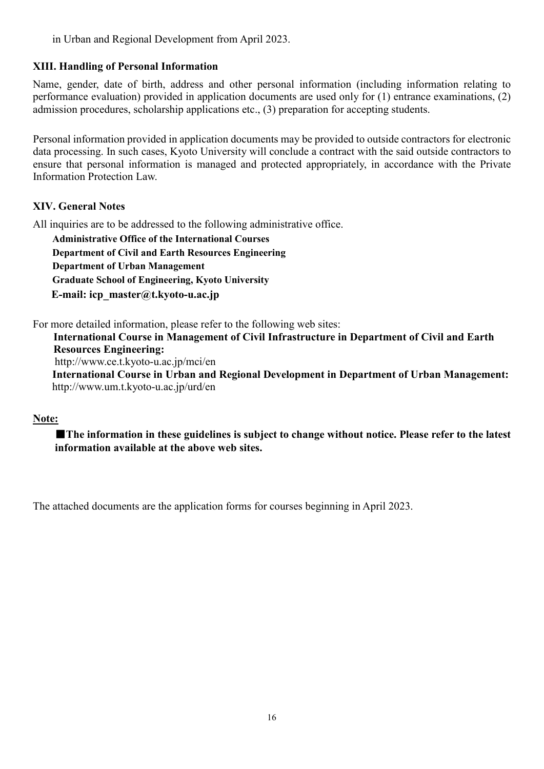in Urban and Regional Development from April 2023.

## XIII. Handling of Personal Information

Name, gender, date of birth, address and other personal information (including information relating to performance evaluation) provided in application documents are used only for (1) entrance examinations, (2) admission procedures, scholarship applications etc., (3) preparation for accepting students.

Personal information provided in application documents may be provided to outside contractors for electronic data processing. In such cases, Kyoto University will conclude a contract with the said outside contractors to ensure that personal information is managed and protected appropriately, in accordance with the Private Information Protection Law.

## XIV. General Notes

All inquiries are to be addressed to the following administrative office.

**Administrative Office of the International Courses**
**Department of Civil and Earth Resources Engineering**
**Department of Urban Management**
**Graduate School of Engineering, Kyoto University**
**E-mail: icp_master@t.kyoto-u.ac.jp**

For more detailed information, please refer to the following web sites:

**International Course in Management of Civil Infrastructure in Department of Civil and Earth Resources Engineering:**
http://www.ce.t.kyoto-u.ac.jp/mci/en
**International Course in Urban and Regional Development in Department of Urban Management:**
http://www.um.t.kyoto-u.ac.jp/urd/en

**Note:**

■**The information in these guidelines is subject to change without notice. Please refer to the latest information available at the above web sites.**

The attached documents are the application forms for courses beginning in April 2023.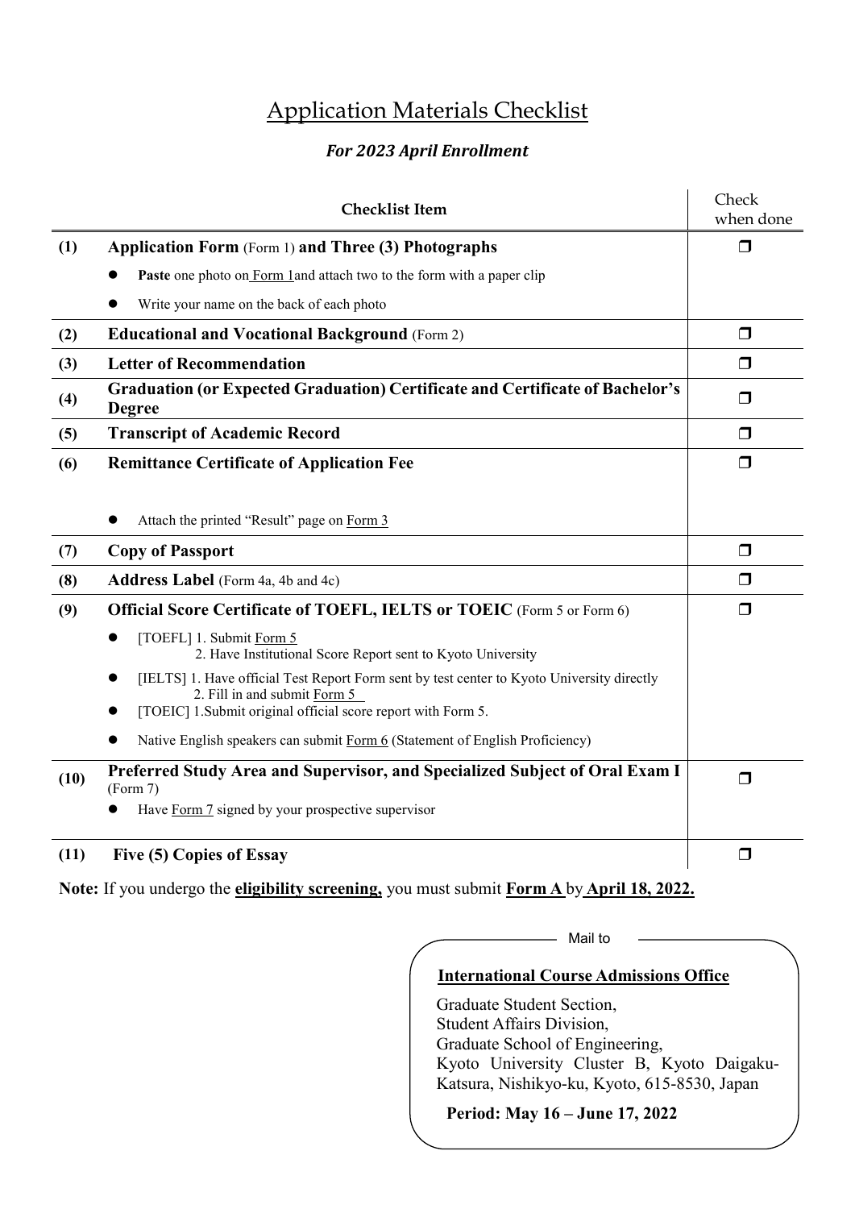# Application Materials Checklist

### *For 2023 April Enrollment*

| | Checklist Item | Check when done |
|---|---|---|
| **(1)** | **Application Form** (Form 1) **and Three (3) Photographs**<br>● **Paste** one photo on Form 1and attach two to the form with a paper clip<br>● Write your name on the back of each photo | ❒ |
| **(2)** | **Educational and Vocational Background** (Form 2) | ❒ |
| **(3)** | **Letter of Recommendation** | ❒ |
| **(4)** | **Graduation (or Expected Graduation) Certificate and Certificate of Bachelor's Degree** | ❒ |
| **(5)** | **Transcript of Academic Record** | ❒ |
| **(6)** | **Remittance Certificate of Application Fee**<br>● Attach the printed "Result" page on Form 3 | ❒ |
| **(7)** | **Copy of Passport** | ❒ |
| **(8)** | **Address Label** (Form 4a, 4b and 4c) | ❒ |
| **(9)** | **Official Score Certificate of TOEFL, IELTS or TOEIC** (Form 5 or Form 6)<br>● [TOEFL] 1. Submit Form 5<br>2. Have Institutional Score Report sent to Kyoto University<br>● [IELTS] 1. Have official Test Report Form sent by test center to Kyoto University directly<br>2. Fill in and submit Form 5<br>● [TOEIC] 1.Submit original official score report with Form 5.<br>● Native English speakers can submit Form 6 (Statement of English Proficiency) | ❒ |
| **(10)** | **Preferred Study Area and Supervisor, and Specialized Subject of Oral Exam I** (Form 7)<br>● Have Form 7 signed by your prospective supervisor | ❒ |
| **(11)** | **Five (5) Copies of Essay** | ❒ |

**Note:** If you undergo the **eligibility screening,** you must submit **Form A** by **April 18, 2022.**

Mail to

**International Course Admissions Office**

Graduate Student Section,
Student Affairs Division,
Graduate School of Engineering,
Kyoto University Cluster B, Kyoto Daigaku-Katsura, Nishikyo-ku, Kyoto, 615-8530, Japan

**Period: May 16 – June 17, 2022**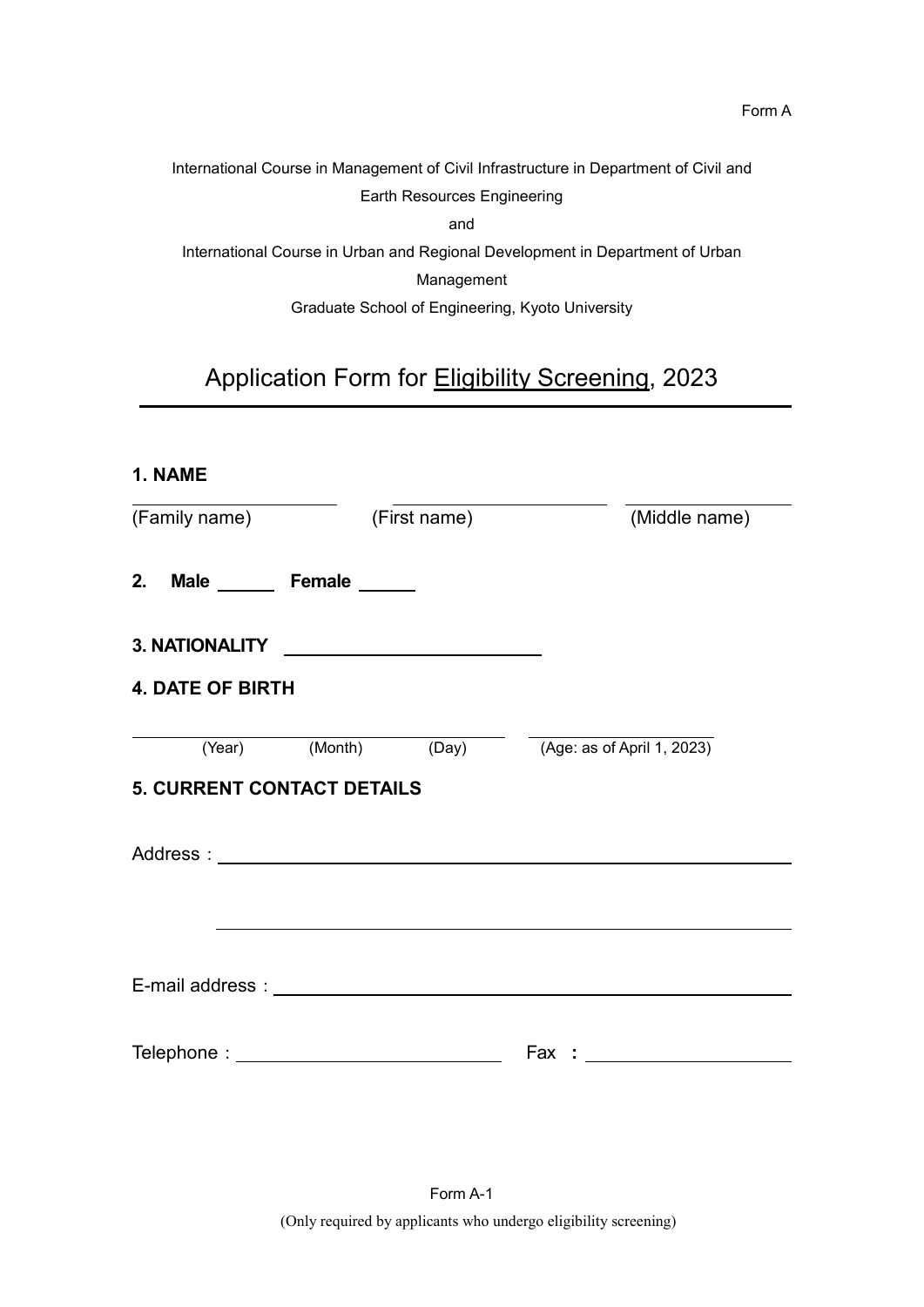Form A

International Course in Management of Civil Infrastructure in Department of Civil and Earth Resources Engineering

and

International Course in Urban and Regional Development in Department of Urban Management

Graduate School of Engineering, Kyoto University

# Application Form for Eligibility Screening, 2023

**1. NAME**

________________ ________________ ________________

(Family name) (First name) (Middle name)

**2. Male ______ Female ______**

**3. NATIONALITY ____________________**

**4. DATE OF BIRTH**

________________________________ ________________

(Year) (Month) (Day) (Age: as of April 1, 2023)

**5. CURRENT CONTACT DETAILS**

Address：________________________________________________

________________________________________________

E-mail address：________________________________________________

Telephone：____________________ Fax ：____________________

Form A-1

(Only required by applicants who undergo eligibility screening)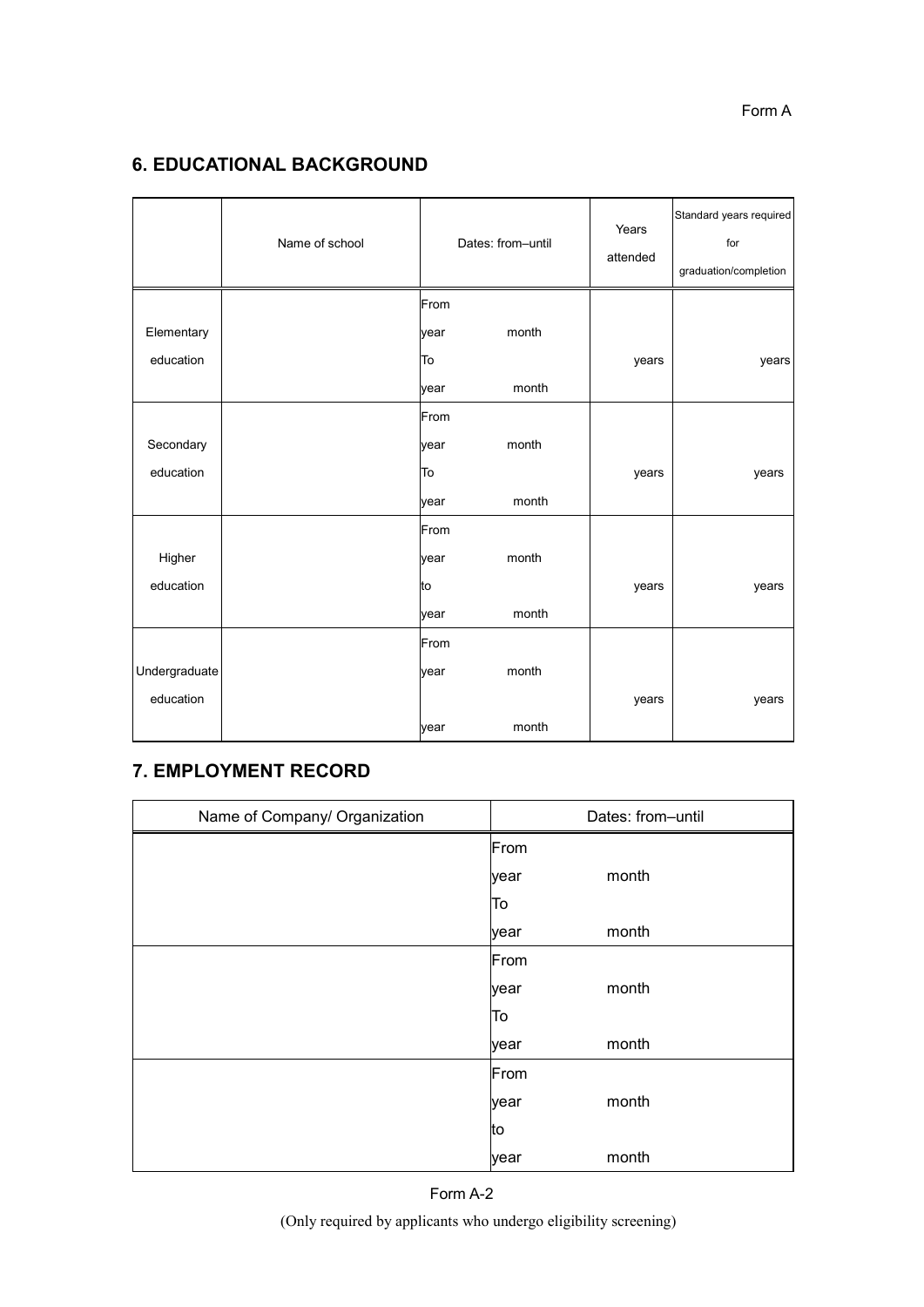Form A

## 6. EDUCATIONAL BACKGROUND

| | Name of school | Dates: from–until | Years attended | Standard years required for graduation/completion |
|---|---|---|---|---|
| Elementary education | | From year month To year month | years | years |
| Secondary education | | From year month To year month | years | years |
| Higher education | | From year month to year month | years | years |
| Undergraduate education | | From year month year month | years | years |

## 7. EMPLOYMENT RECORD

| Name of Company/ Organization | Dates: from–until |
|---|---|
| | From year month To year month |
| | From year month To year month |
| | From year month to year month |

Form A-2

(Only required by applicants who undergo eligibility screening)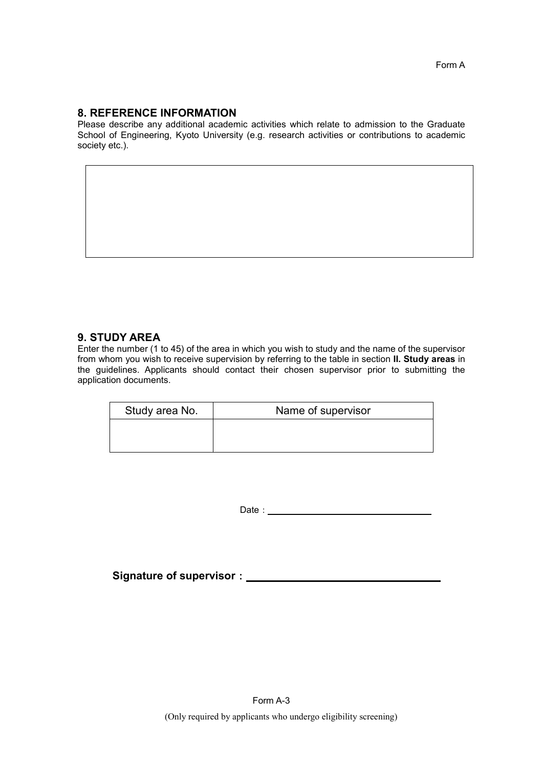Form A

## 8. REFERENCE INFORMATION

Please describe any additional academic activities which relate to admission to the Graduate School of Engineering, Kyoto University (e.g. research activities or contributions to academic society etc.).

| |
|---|
| |

## 9. STUDY AREA

Enter the number (1 to 45) of the area in which you wish to study and the name of the supervisor from whom you wish to receive supervision by referring to the table in section **II. Study areas** in the guidelines. Applicants should contact their chosen supervisor prior to submitting the application documents.

| Study area No. | Name of supervisor |
|---|---|
| | |

Date : ______________________________

**Signature of supervisor : ______________________________**

Form A-3

(Only required by applicants who undergo eligibility screening)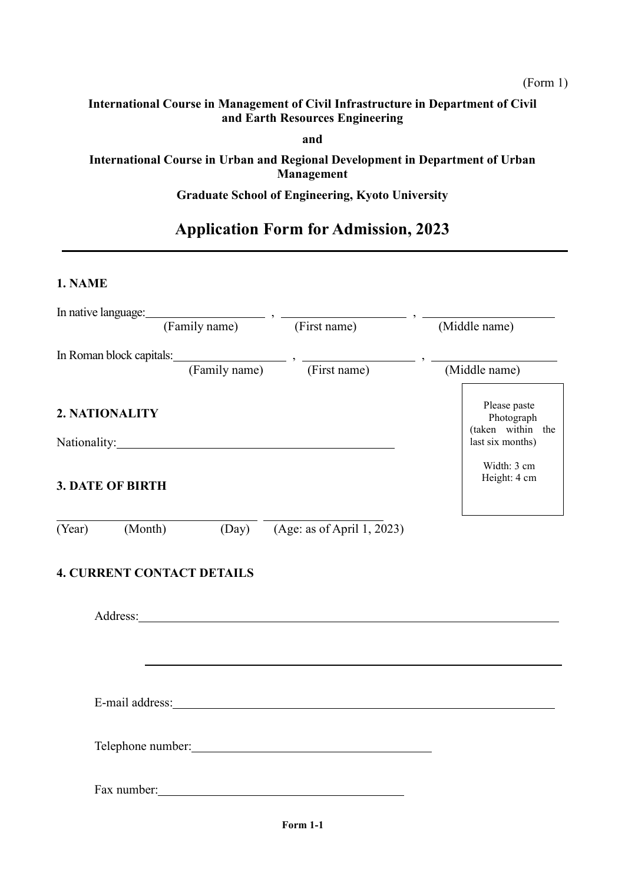(Form 1)

**International Course in Management of Civil Infrastructure in Department of Civil and Earth Resources Engineering**

**and**

**International Course in Urban and Regional Development in Department of Urban Management**

**Graduate School of Engineering, Kyoto University**

# Application Form for Admission, 2023

## 1. NAME

In native language:____________________ , ____________________ , ____________________
(Family name) (First name) (Middle name)

In Roman block capitals:____________________ , ____________________ , ____________________
(Family name) (First name) (Middle name)

Please paste Photograph (taken within the last six months)

Width: 3 cm
Height: 4 cm

## 2. NATIONALITY

Nationality:______________________________________________

## 3. DATE OF BIRTH

__________________________________ ____________________
(Year) (Month) (Day) (Age: as of April 1, 2023)

## 4. CURRENT CONTACT DETAILS

Address:______________________________________________________________________

______________________________________________________________________

E-mail address:______________________________________________________________

Telephone number:_________________________________________

Fax number:_________________________________________

Form 1-1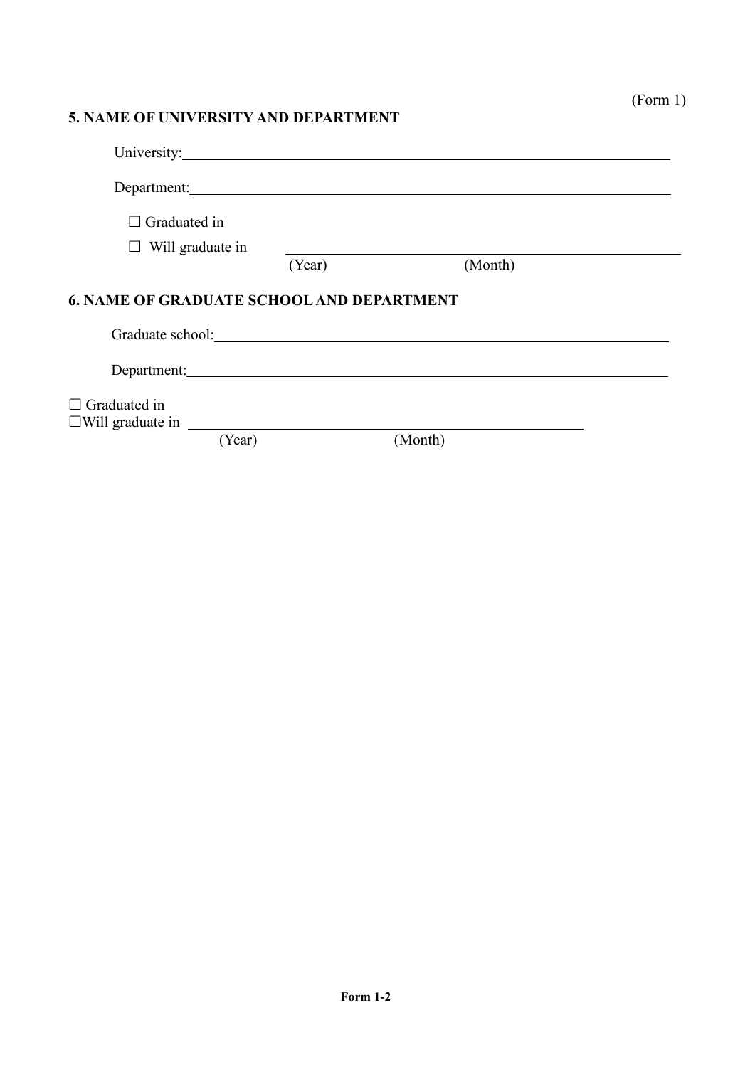(Form 1)

**5. NAME OF UNIVERSITY AND DEPARTMENT**

University: ______________________________________________

Department: ______________________________________________

☐ Graduated in

☐ Will graduate in ______________________________________________

(Year) (Month)

**6. NAME OF GRADUATE SCHOOL AND DEPARTMENT**

Graduate school: ______________________________________________

Department: ______________________________________________

☐ Graduated in

☐Will graduate in ______________________________________________

(Year) (Month)

**Form 1-2**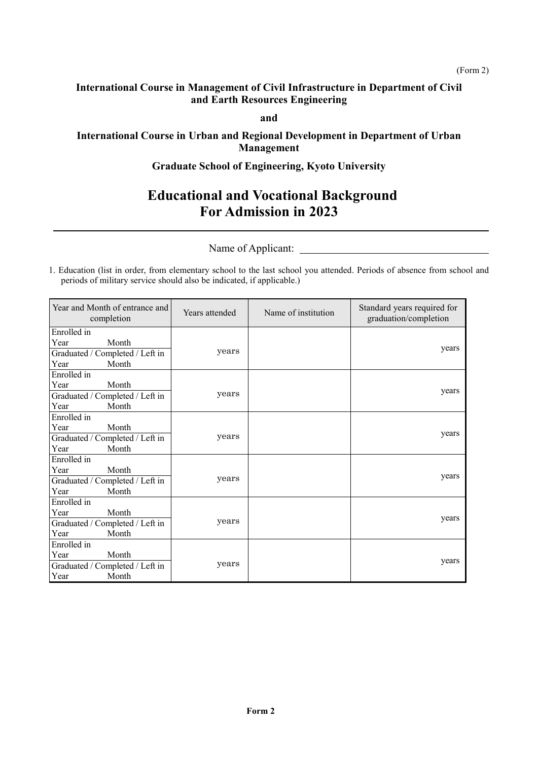(Form 2)

**International Course in Management of Civil Infrastructure in Department of Civil and Earth Resources Engineering**

**and**

**International Course in Urban and Regional Development in Department of Urban Management**

**Graduate School of Engineering, Kyoto University**

# Educational and Vocational Background For Admission in 2023

Name of Applicant: ____________________

1. Education (list in order, from elementary school to the last school you attended. Periods of absence from school and periods of military service should also be indicated, if applicable.)

| Year and Month of entrance and completion | Years attended | Name of institution | Standard years required for graduation/completion |
|---|---|---|---|
| Enrolled in Year Month<br>Graduated / Completed / Left in Year Month | years | | years |
| Enrolled in Year Month<br>Graduated / Completed / Left in Year Month | years | | years |
| Enrolled in Year Month<br>Graduated / Completed / Left in Year Month | years | | years |
| Enrolled in Year Month<br>Graduated / Completed / Left in Year Month | years | | years |
| Enrolled in Year Month<br>Graduated / Completed / Left in Year Month | years | | years |
| Enrolled in Year Month<br>Graduated / Completed / Left in Year Month | years | | years |

**Form 2**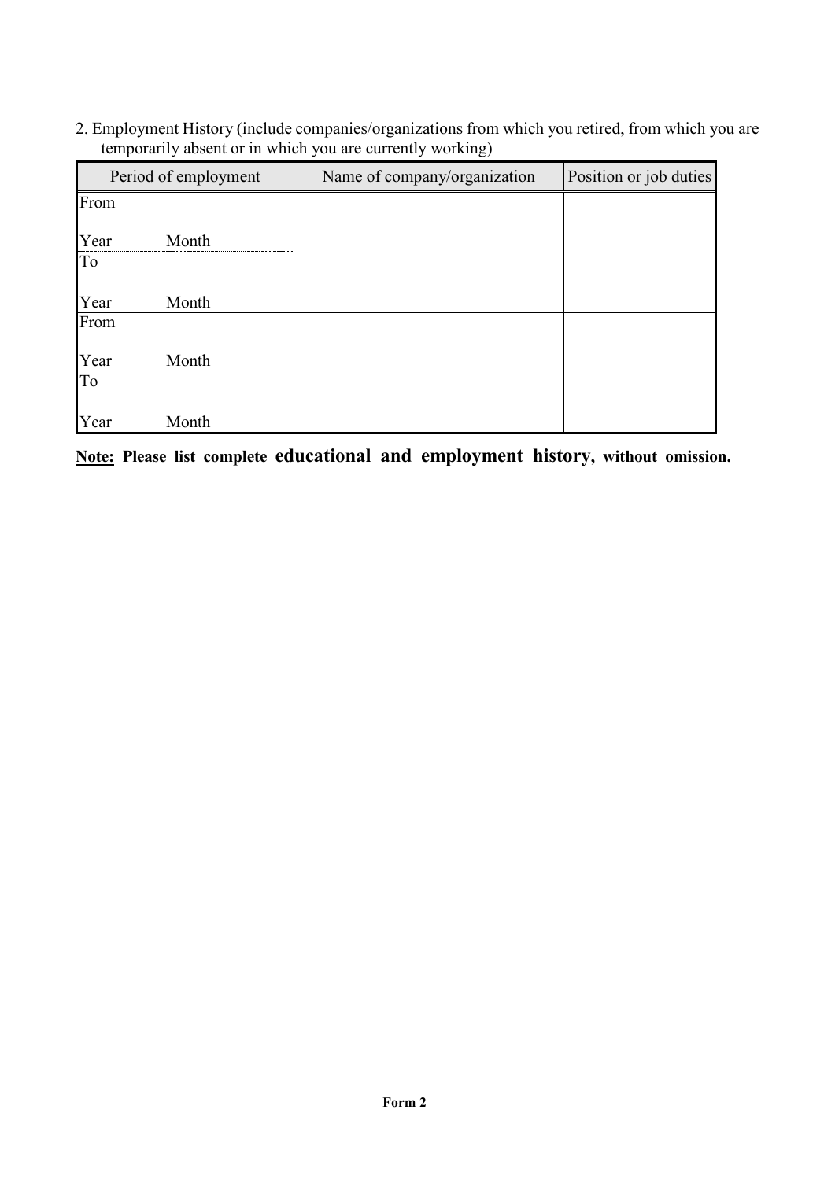2. Employment History (include companies/organizations from which you retired, from which you are temporarily absent or in which you are currently working)

| Period of employment | | Name of company/organization | Position or job duties |
|---|---|---|---|
| From<br><br>Year | Month | | |
| To<br><br>Year | Month | | |
| From<br><br>Year | Month | | |
| To<br><br>Year | Month | | |

**<u>Note:</u> Please list complete educational and employment history, without omission.**

**Form 2**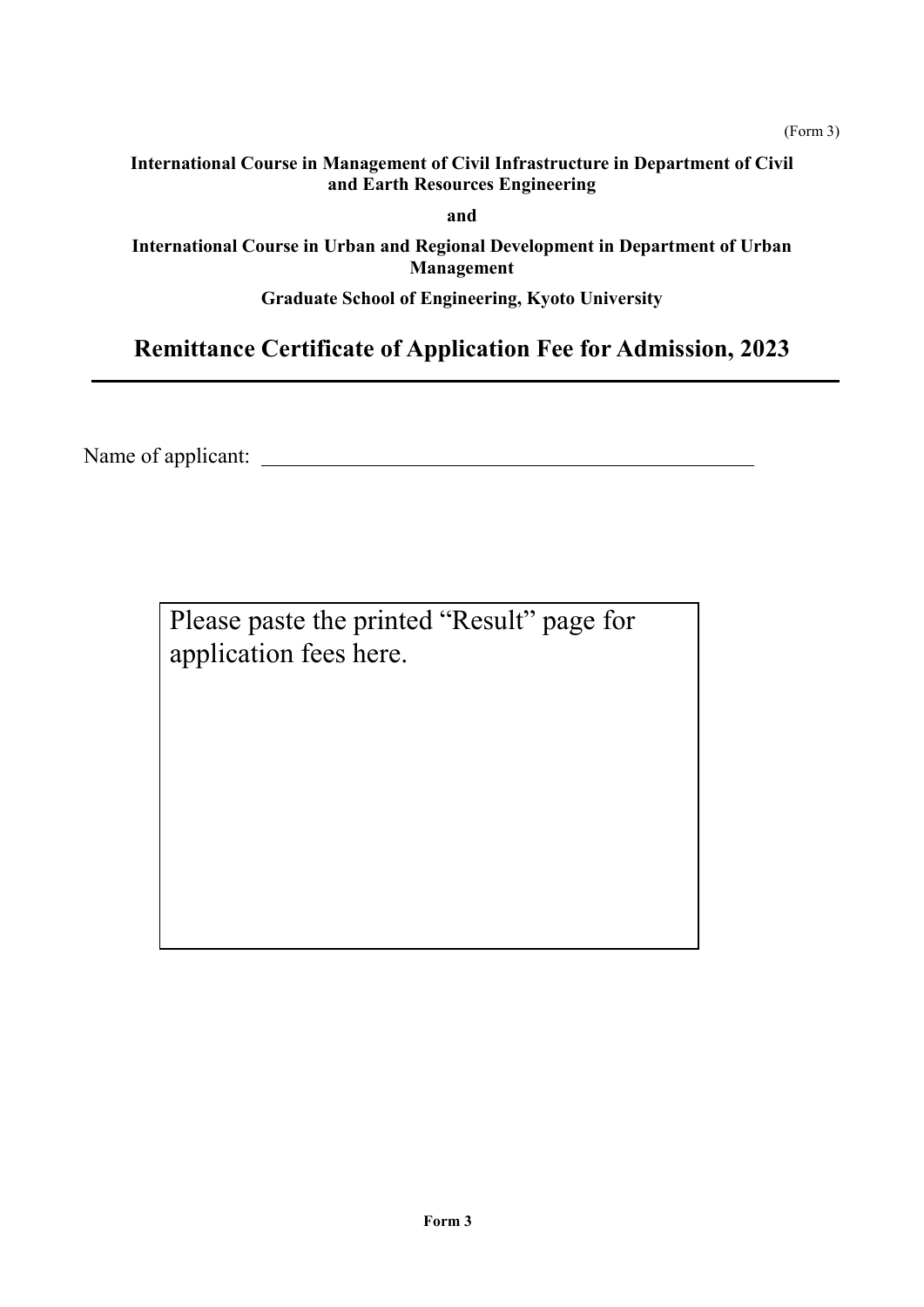(Form 3)

**International Course in Management of Civil Infrastructure in Department of Civil and Earth Resources Engineering**

**and**

**International Course in Urban and Regional Development in Department of Urban Management**

**Graduate School of Engineering, Kyoto University**

## Remittance Certificate of Application Fee for Admission, 2023

Name of applicant: ______________________________________________

| Please paste the printed "Result" page for application fees here. |
| --- |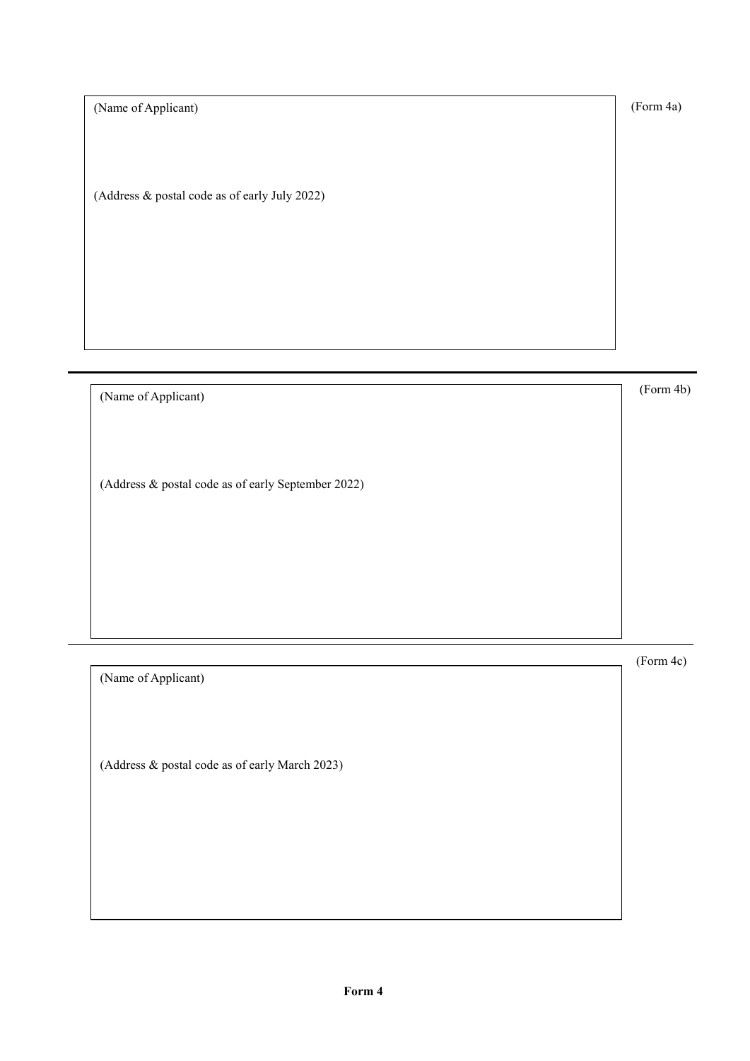(Form 4a)

(Name of Applicant)

(Address & postal code as of early July 2022)

---

(Form 4b)

(Name of Applicant)

(Address & postal code as of early September 2022)

---

(Form 4c)

(Name of Applicant)

(Address & postal code as of early March 2023)

**Form 4**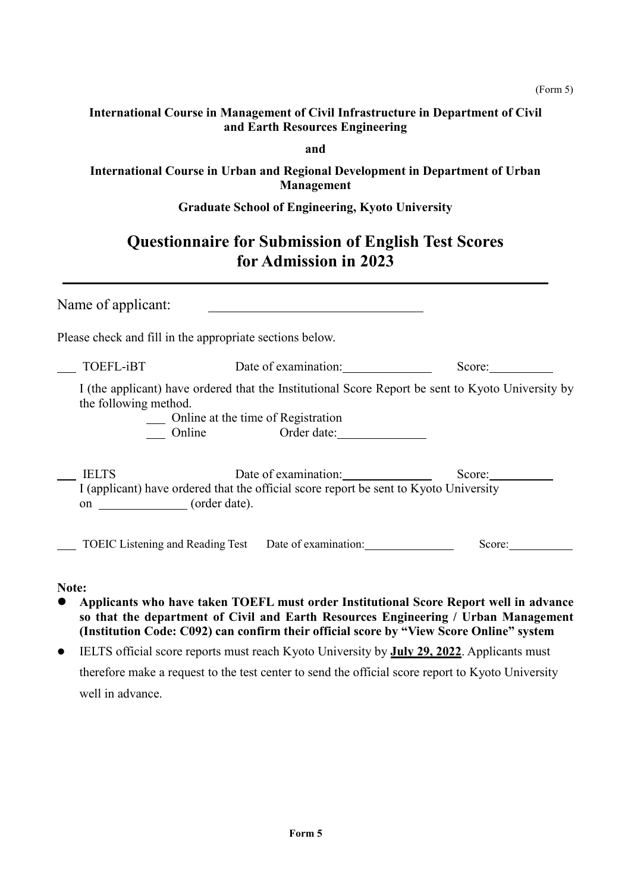(Form 5)

**International Course in Management of Civil Infrastructure in Department of Civil and Earth Resources Engineering**

**and**

**International Course in Urban and Regional Development in Department of Urban Management**

**Graduate School of Engineering, Kyoto University**

# Questionnaire for Submission of English Test Scores for Admission in 2023

---

Name of applicant: ______________________________

Please check and fill in the appropriate sections below.

___ TOEFL-iBT        Date of examination:____________    Score:__________

I (the applicant) have ordered that the Institutional Score Report be sent to Kyoto University by the following method.

___ Online at the time of Registration
___ Online        Order date:____________

___ IELTS        Date of examination:____________    Score:__________

I (applicant) have ordered that the official score report be sent to Kyoto University on ____________ (order date).

___ TOEIC Listening and Reading Test    Date of examination:____________    Score:__________

**Note:**

- **Applicants who have taken TOEFL must order Institutional Score Report well in advance so that the department of Civil and Earth Resources Engineering / Urban Management (Institution Code: C092) can confirm their official score by "View Score Online" system**
- IELTS official score reports must reach Kyoto University by **July 29, 2022**. Applicants must therefore make a request to the test center to send the official score report to Kyoto University well in advance.

**Form 5**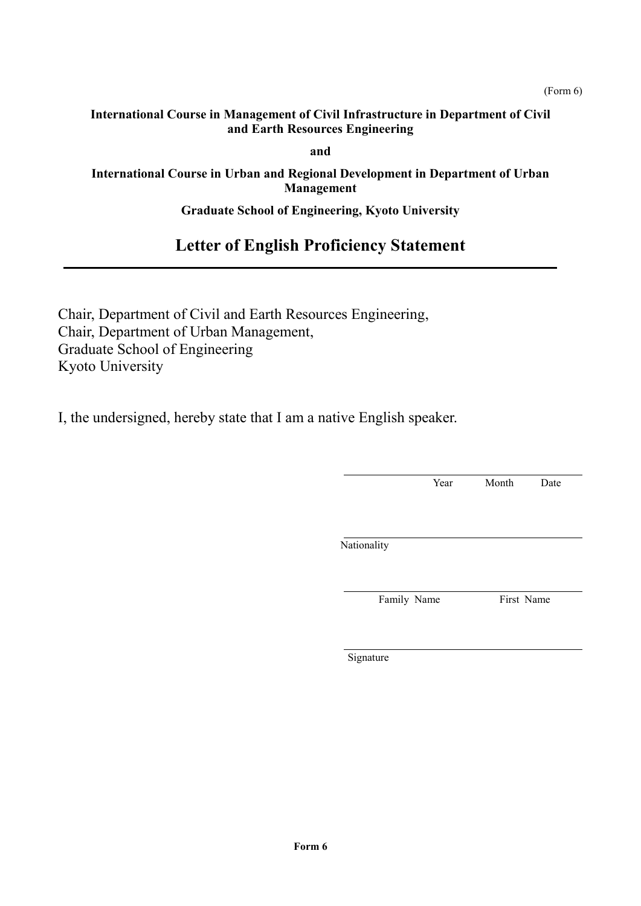(Form 6)

**International Course in Management of Civil Infrastructure in Department of Civil and Earth Resources Engineering**

**and**

**International Course in Urban and Regional Development in Department of Urban Management**

**Graduate School of Engineering, Kyoto University**

# Letter of English Proficiency Statement

Chair, Department of Civil and Earth Resources Engineering,
Chair, Department of Urban Management,
Graduate School of Engineering
Kyoto University

I, the undersigned, hereby state that I am a native English speaker.

\_\_\_\_\_\_\_\_\_\_\_\_\_\_\_\_\_\_\_\_\_\_\_\_\_\_\_\_\_\_\_\_\_\_\_\_\_\_
Year Month Date

\_\_\_\_\_\_\_\_\_\_\_\_\_\_\_\_\_\_\_\_\_\_\_\_\_\_\_\_\_\_\_\_\_\_\_\_\_\_
Nationality

\_\_\_\_\_\_\_\_\_\_\_\_\_\_\_\_\_\_\_\_\_\_\_\_\_\_\_\_\_\_\_\_\_\_\_\_\_\_
Family Name First Name

\_\_\_\_\_\_\_\_\_\_\_\_\_\_\_\_\_\_\_\_\_\_\_\_\_\_\_\_\_\_\_\_\_\_\_\_\_\_
Signature

**Form 6**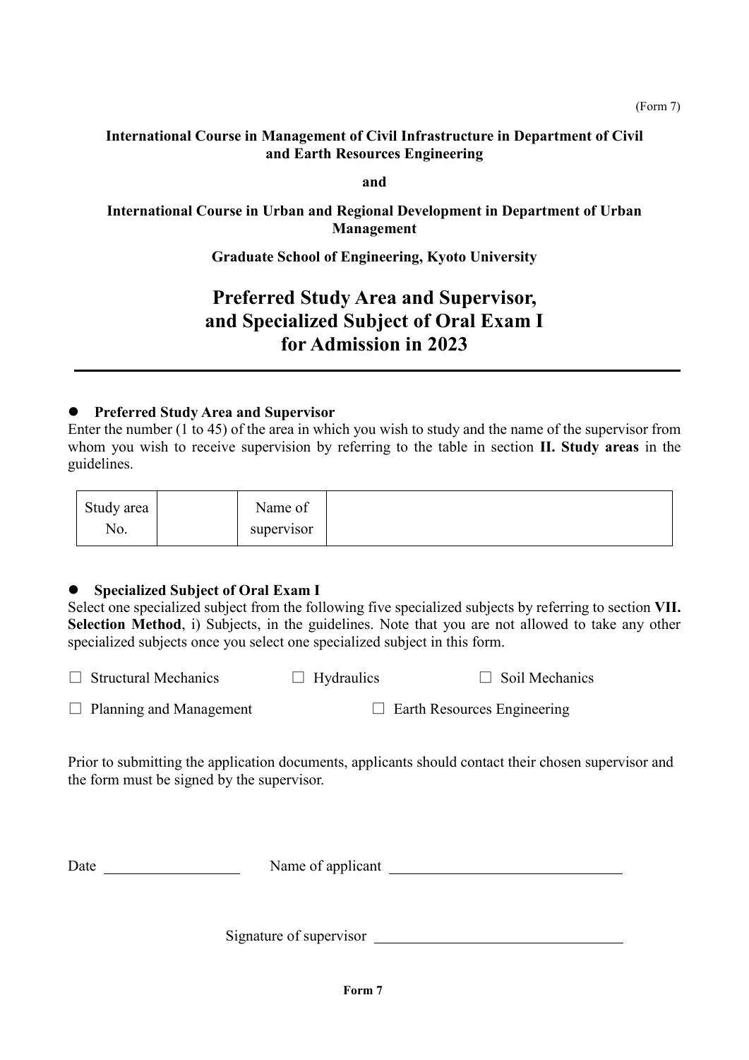(Form 7)

**International Course in Management of Civil Infrastructure in Department of Civil and Earth Resources Engineering**

**and**

**International Course in Urban and Regional Development in Department of Urban Management**

**Graduate School of Engineering, Kyoto University**

# Preferred Study Area and Supervisor, and Specialized Subject of Oral Exam I for Admission in 2023

---

- **Preferred Study Area and Supervisor**

Enter the number (1 to 45) of the area in which you wish to study and the name of the supervisor from whom you wish to receive supervision by referring to the table in section **II. Study areas** in the guidelines.

| Study area No. | | Name of supervisor | |
|---|---|---|---|

- **Specialized Subject of Oral Exam I**

Select one specialized subject from the following five specialized subjects by referring to section **VII. Selection Method**, i) Subjects, in the guidelines. Note that you are not allowed to take any other specialized subjects once you select one specialized subject in this form.

☐ Structural Mechanics ☐ Hydraulics ☐ Soil Mechanics

☐ Planning and Management ☐ Earth Resources Engineering

Prior to submitting the application documents, applicants should contact their chosen supervisor and the form must be signed by the supervisor.

Date ________________ Name of applicant ____________________________

Signature of supervisor ____________________________

**Form 7**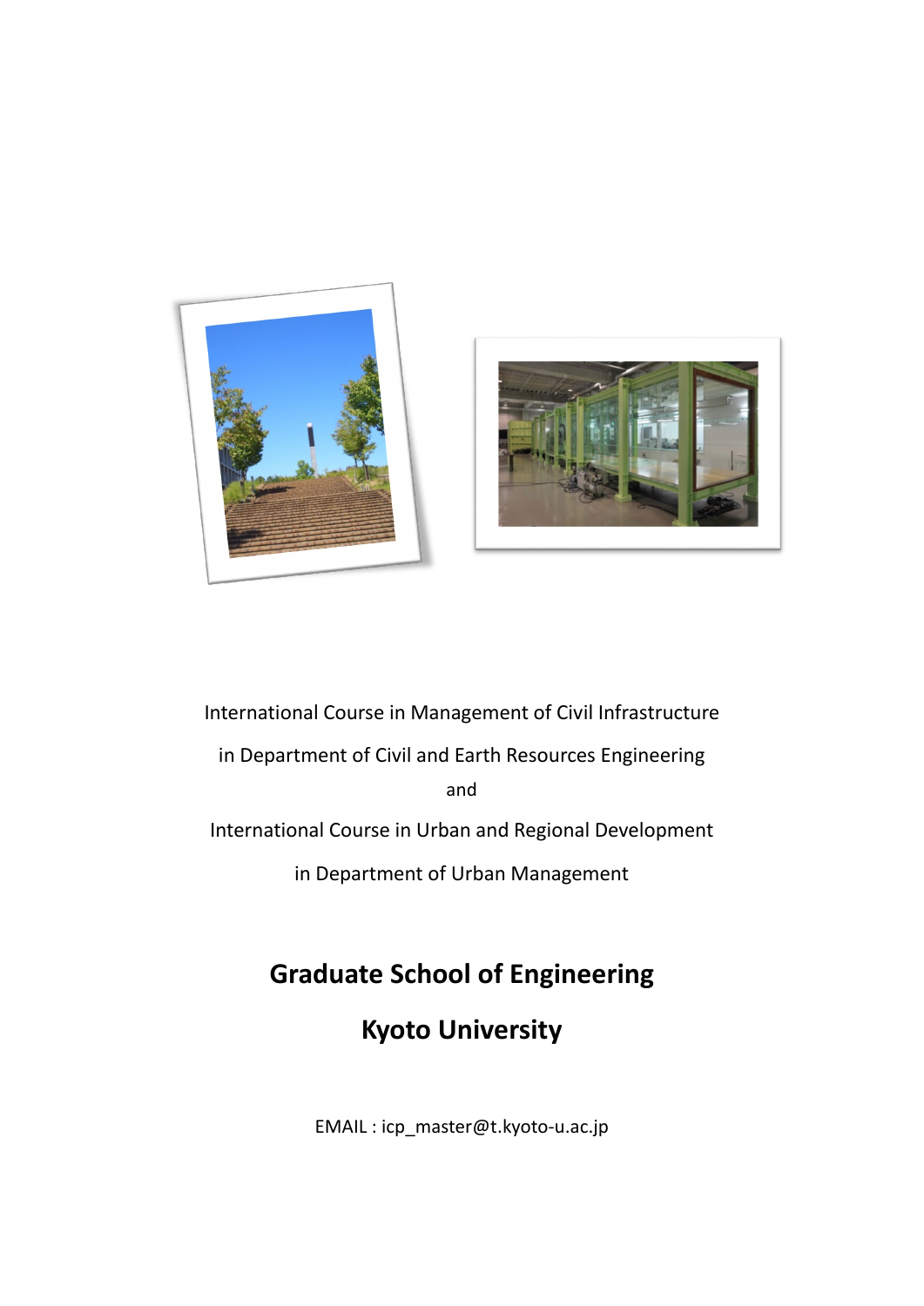International Course in Management of Civil Infrastructure

in Department of Civil and Earth Resources Engineering

and

International Course in Urban and Regional Development

in Department of Urban Management

# Graduate School of Engineering

# Kyoto University

EMAIL : icp_master@t.kyoto-u.ac.jp